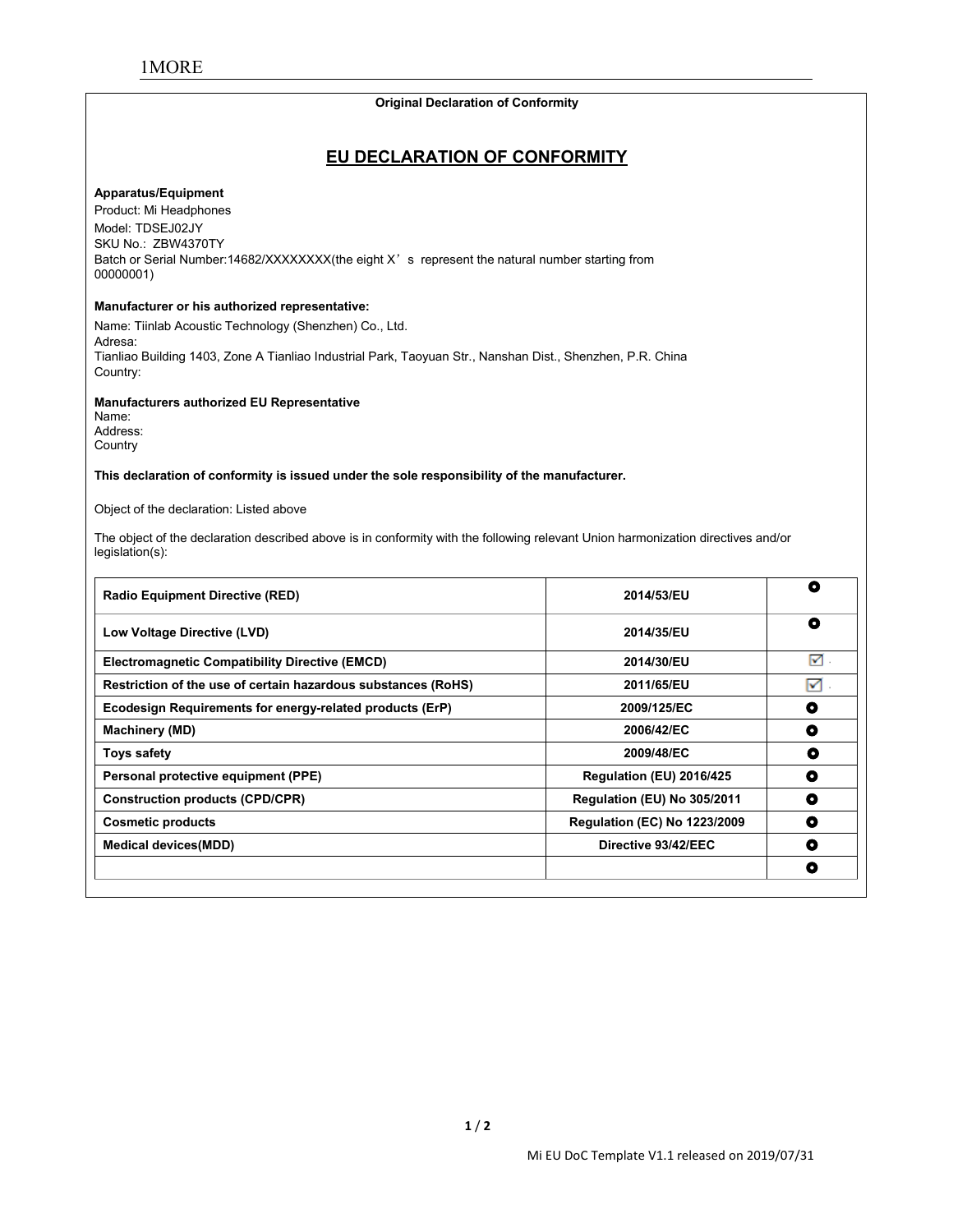1MORE

**Original Declaration of Conformity**

## EU DECLARATION OF CONFORMITY

**Apparatus/Equipment**

Product: Mi Headphones
Model: TDSEJ02JY
SKU No.: ZBW4370TY
Batch or Serial Number:14682/XXXXXXXX(the eight X’s represent the natural number starting from 00000001)

**Manufacturer or his authorized representative:**

Name: Tiinlab Acoustic Technology (Shenzhen) Co., Ltd.
Adresa:
Tianliao Building 1403, Zone A Tianliao Industrial Park, Taoyuan Str., Nanshan Dist., Shenzhen, P.R. China
Country:

**Manufacturers authorized EU Representative**

Name:
Address:
Country

**This declaration of conformity is issued under the sole responsibility of the manufacturer.**

Object of the declaration: Listed above

The object of the declaration described above is in conformity with the following relevant Union harmonization directives and/or legislation(s):

| | | |
|---|---|---|
| **Radio Equipment Directive (RED)** | **2014/53/EU** | ○ |
| **Low Voltage Directive (LVD)** | **2014/35/EU** | ○ |
| **Electromagnetic Compatibility Directive (EMCD)** | **2014/30/EU** | ☑ |
| **Restriction of the use of certain hazardous substances (RoHS)** | **2011/65/EU** | ☑ |
| **Ecodesign Requirements for energy-related products (ErP)** | **2009/125/EC** | ○ |
| **Machinery (MD)** | **2006/42/EC** | ○ |
| **Toys safety** | **2009/48/EC** | ○ |
| **Personal protective equipment (PPE)** | **Regulation (EU) 2016/425** | ○ |
| **Construction products (CPD/CPR)** | **Regulation (EU) No 305/2011** | ○ |
| **Cosmetic products** | **Regulation (EC) No 1223/2009** | ○ |
| **Medical devices(MDD)** | **Directive 93/42/EEC** | ○ |
| | | ○ |

Mi EU DoC Template V1.1 released on 2019/07/31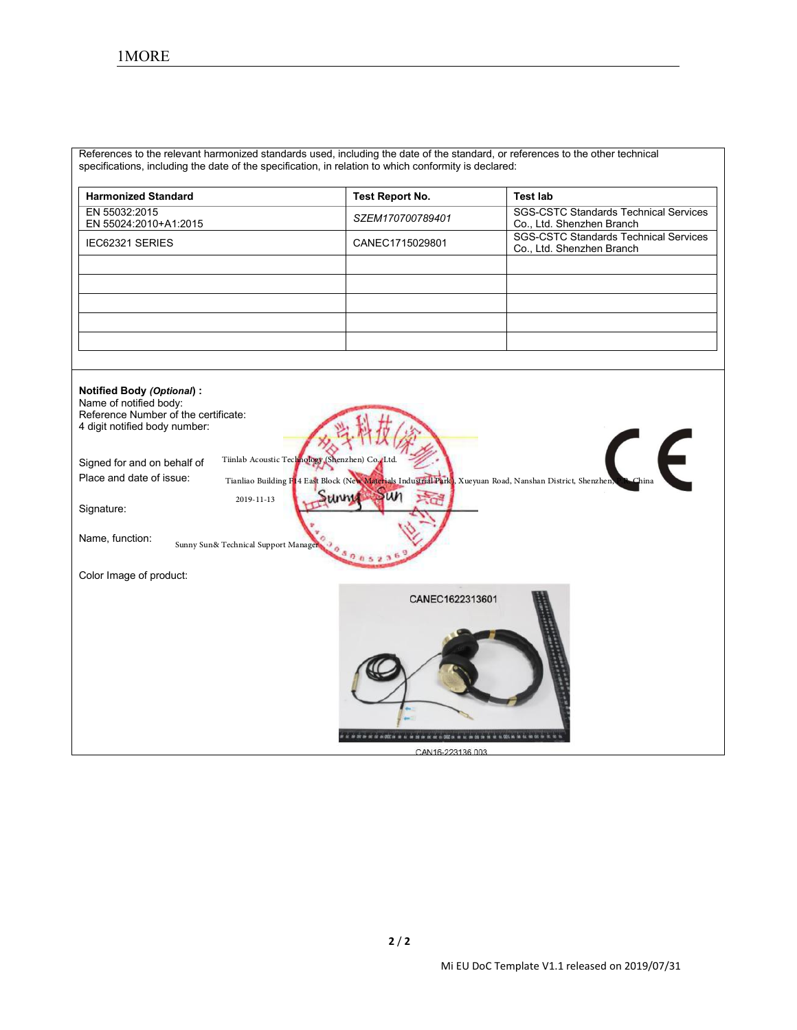References to the relevant harmonized standards used, including the date of the standard, or references to the other technical specifications, including the date of the specification, in relation to which conformity is declared:

| Harmonized Standard | Test Report No. | Test lab |
|---|---|---|
| EN 55032:2015<br>EN 55024:2010+A1:2015 | *SZEM170700789401* | SGS-CSTC Standards Technical Services Co., Ltd. Shenzhen Branch |
| IEC62321 SERIES | CANEC1715029801 | SGS-CSTC Standards Technical Services Co., Ltd. Shenzhen Branch |
| | | |
| | | |
| | | |
| | | |
| | | |

**Notified Body *(Optional)* :**
Name of notified body:
Reference Number of the certificate:
4 digit notified body number:

Signed for and on behalf of: Tiinlab Acoustic Technology (Shenzhen) Co., Ltd.

Place and date of issue: Tianliao Building F14 East Block (New Materials Industrial Park), Xueyuan Road, Nanshan District, Shenzhen, P.R. China

2019-11-13

Signature: Sunny Sun

Name, function: Sunny Sun& Technical Support Manager

Color Image of product:

CANEC1622313601

CAN16-223136.003

Mi EU DoC Template V1.1 released on 2019/07/31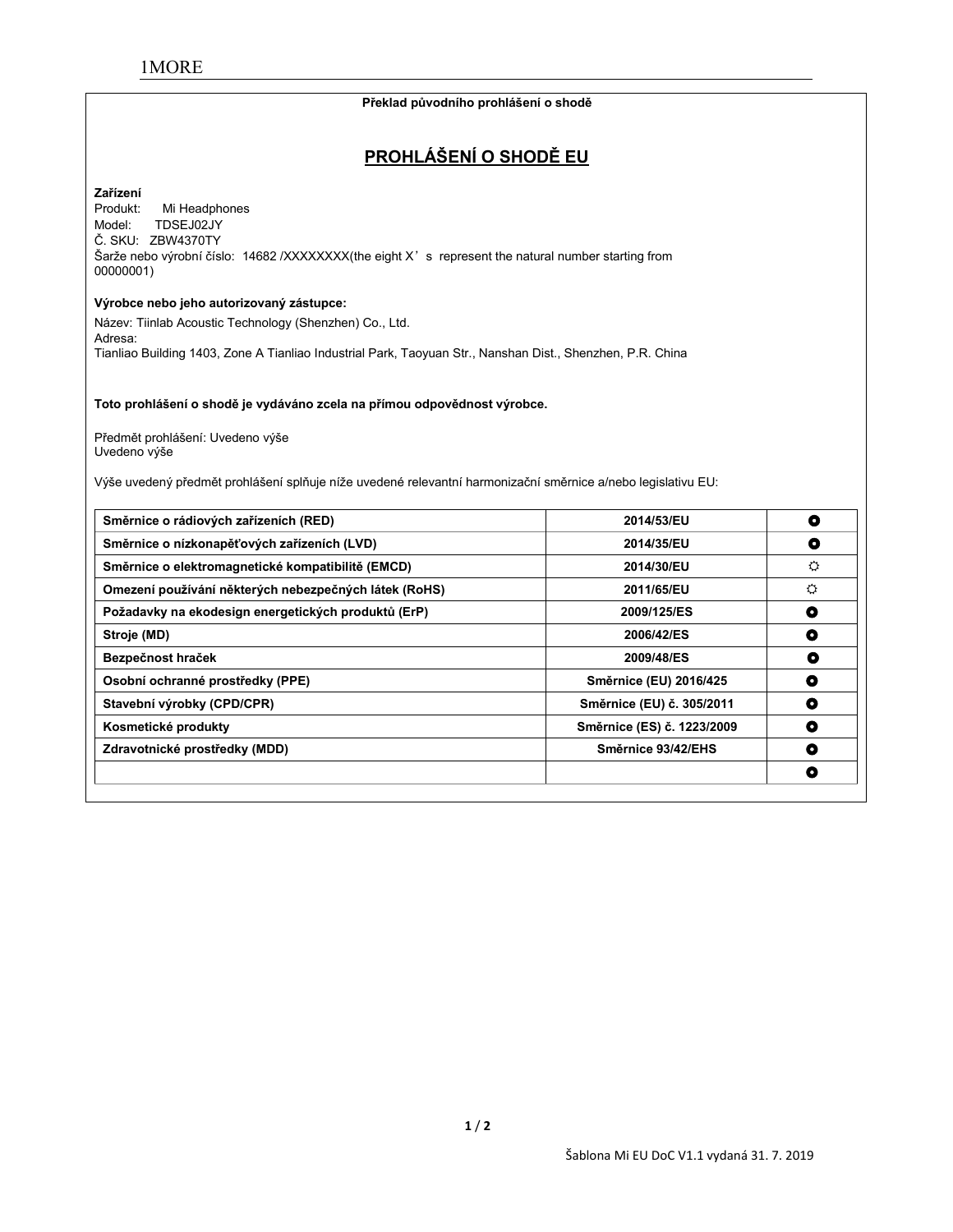1MORE

**Překlad původního prohlášení o shodě**

## PROHLÁŠENÍ O SHODĚ EU

**Zařízení**
Produkt: Mi Headphones
Model: TDSEJ02JY
Č. SKU: ZBW4370TY
Šarže nebo výrobní číslo: 14682 /XXXXXXXX(the eight X’s represent the natural number starting from 00000001)

**Výrobce nebo jeho autorizovaný zástupce:**

Název: Tiinlab Acoustic Technology (Shenzhen) Co., Ltd.
Adresa:
Tianliao Building 1403, Zone A Tianliao Industrial Park, Taoyuan Str., Nanshan Dist., Shenzhen, P.R. China

**Toto prohlášení o shodě je vydáváno zcela na přímou odpovědnost výrobce.**

Předmět prohlášení: Uvedeno výše
Uvedeno výše

Výše uvedený předmět prohlášení splňuje níže uvedené relevantní harmonizační směrnice a/nebo legislativu EU:

| | | |
|---|---|---|
| **Směrnice o rádiových zařízeních (RED)** | **2014/53/EU** | ● |
| **Směrnice o nízkonapěťových zařízeních (LVD)** | **2014/35/EU** | ● |
| **Směrnice o elektromagnetické kompatibilitě (EMCD)** | **2014/30/EU** | ☼ |
| **Omezení používání některých nebezpečných látek (RoHS)** | **2011/65/EU** | ☼ |
| **Požadavky na ekodesign energetických produktů (ErP)** | **2009/125/ES** | ● |
| **Stroje (MD)** | **2006/42/ES** | ● |
| **Bezpečnost hraček** | **2009/48/ES** | ● |
| **Osobní ochranné prostředky (PPE)** | **Směrnice (EU) 2016/425** | ● |
| **Stavební výrobky (CPD/CPR)** | **Směrnice (EU) č. 305/2011** | ● |
| **Kosmetické produkty** | **Směrnice (ES) č. 1223/2009** | ● |
| **Zdravotnické prostředky (MDD)** | **Směrnice 93/42/EHS** | ● |
| | | ● |

Šablona Mi EU DoC V1.1 vydaná 31. 7. 2019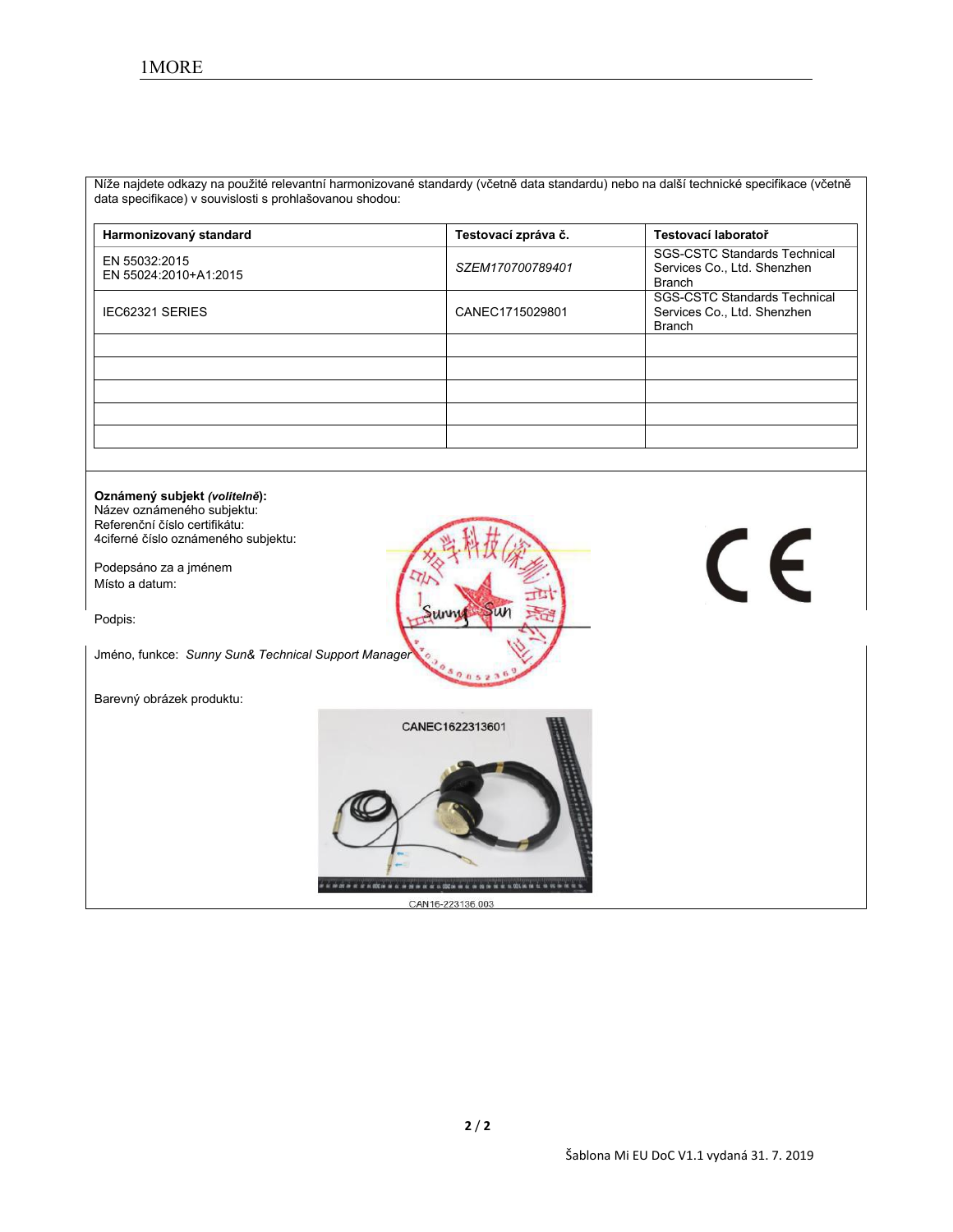Níže najdete odkazy na použité relevantní harmonizované standardy (včetně data standardu) nebo na další technické specifikace (včetně data specifikace) v souvislosti s prohlašovanou shodou:

| Harmonizovaný standard | Testovací zpráva č. | Testovací laboratoř |
|---|---|---|
| EN 55032:2015<br>EN 55024:2010+A1:2015 | *SZEM170700789401* | SGS-CSTC Standards Technical Services Co., Ltd. Shenzhen Branch |
| IEC62321 SERIES | CANEC1715029801 | SGS-CSTC Standards Technical Services Co., Ltd. Shenzhen Branch |
| | | |
| | | |
| | | |
| | | |
| | | |

**Oznámený subjekt *(volitelně*):**
Název oznámeného subjektu:
Referenční číslo certifikátu:
4ciferné číslo oznámeného subjektu:

Podepsáno za a jménem
Místo a datum:

Podpis:

Jméno, funkce: *Sunny Sun& Technical Support Manager*

Barevný obrázek produktu:

CANEC1622313601

CAN16-223136.003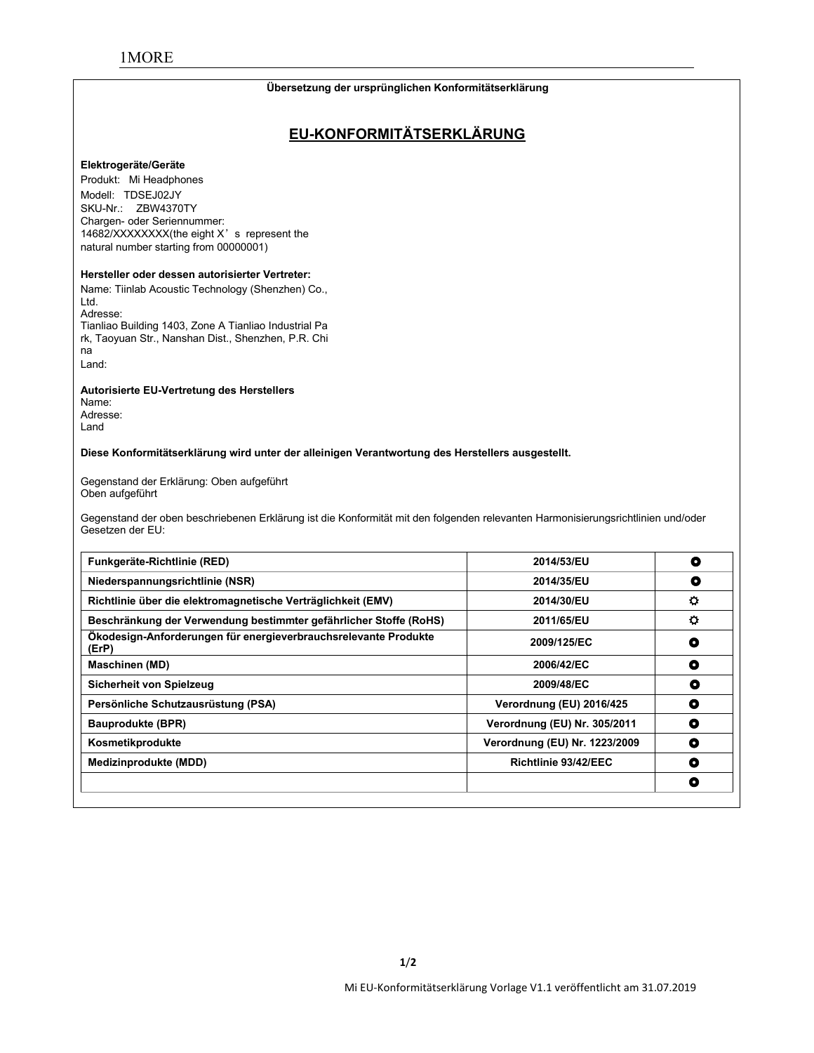**Übersetzung der ursprünglichen Konformitätserklärung**

## EU-KONFORMITÄTSERKLÄRUNG

**Elektrogeräte/Geräte**

Produkt: Mi Headphones
Modell: TDSEJ02JY
SKU-Nr.: ZBW4370TY
Chargen- oder Seriennummer:
14682/XXXXXXXX(the eight X's represent the natural number starting from 00000001)

**Hersteller oder dessen autorisierter Vertreter:**

Name: Tiinlab Acoustic Technology (Shenzhen) Co., Ltd.
Adresse:
Tianliao Building 1403, Zone A Tianliao Industrial Park, Taoyuan Str., Nanshan Dist., Shenzhen, P.R. China
Land:

**Autorisierte EU-Vertretung des Herstellers**

Name:
Adresse:
Land

**Diese Konformitätserklärung wird unter der alleinigen Verantwortung des Herstellers ausgestellt.**

Gegenstand der Erklärung: Oben aufgeführt
Oben aufgeführt

Gegenstand der oben beschriebenen Erklärung ist die Konformität mit den folgenden relevanten Harmonisierungsrichtlinien und/oder Gesetzen der EU:

| | | |
|---|---|---|
| **Funkgeräte-Richtlinie (RED)** | **2014/53/EU** | ⦿ |
| **Niederspannungsrichtlinie (NSR)** | **2014/35/EU** | ⦿ |
| **Richtlinie über die elektromagnetische Verträglichkeit (EMV)** | **2014/30/EU** | ☼ |
| **Beschränkung der Verwendung bestimmter gefährlicher Stoffe (RoHS)** | **2011/65/EU** | ☼ |
| **Ökodesign-Anforderungen für energieverbrauchsrelevante Produkte (ErP)** | **2009/125/EC** | ⦿ |
| **Maschinen (MD)** | **2006/42/EC** | ⦿ |
| **Sicherheit von Spielzeug** | **2009/48/EC** | ⦿ |
| **Persönliche Schutzausrüstung (PSA)** | **Verordnung (EU) 2016/425** | ⦿ |
| **Bauprodukte (BPR)** | **Verordnung (EU) Nr. 305/2011** | ⦿ |
| **Kosmetikprodukte** | **Verordnung (EU) Nr. 1223/2009** | ⦿ |
| **Medizinprodukte (MDD)** | **Richtlinie 93/42/EEC** | ⦿ |
| | | ⦿ |

Mi EU-Konformitätserklärung Vorlage V1.1 veröffentlicht am 31.07.2019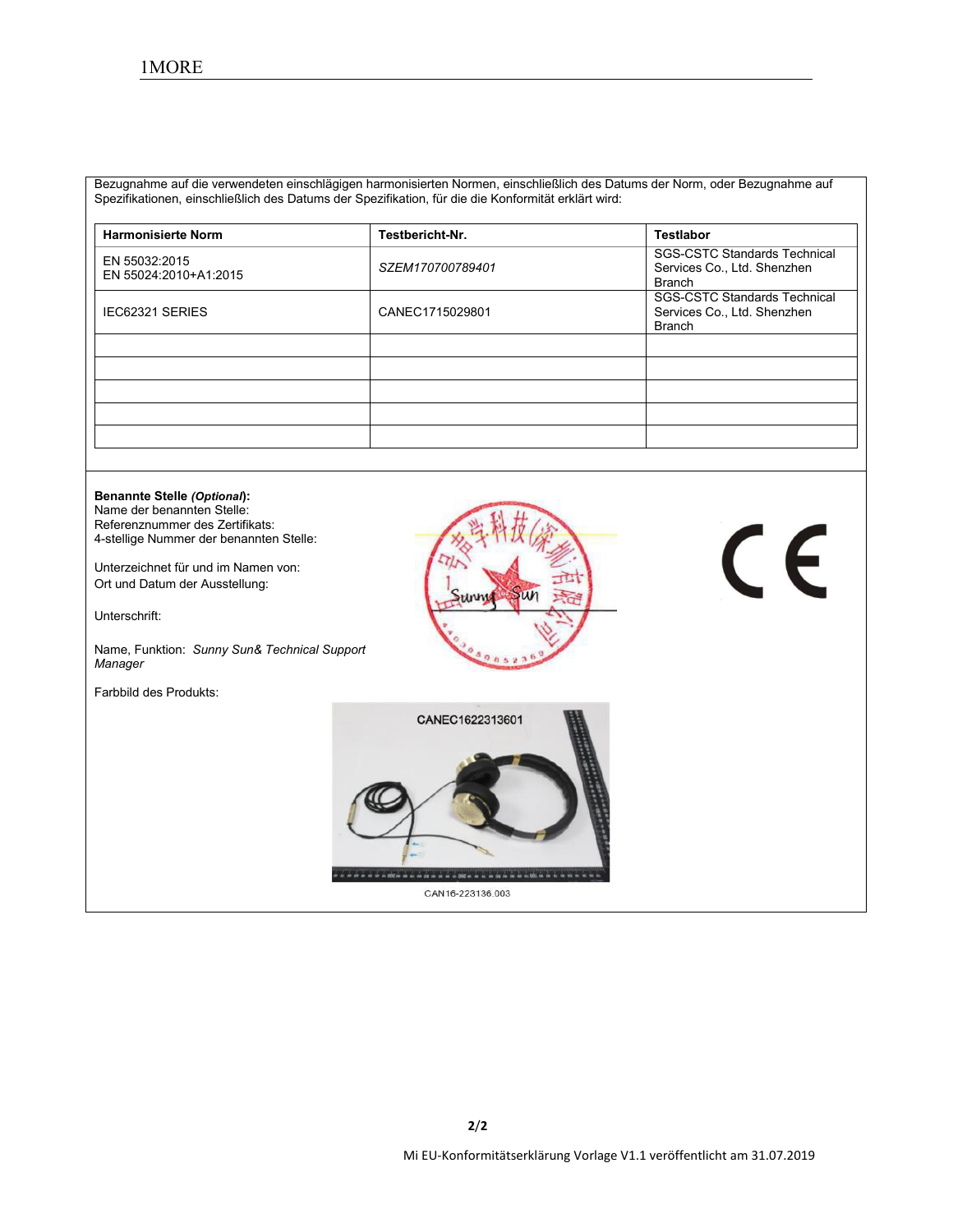Bezugnahme auf die verwendeten einschlägigen harmonisierten Normen, einschließlich des Datums der Norm, oder Bezugnahme auf Spezifikationen, einschließlich des Datums der Spezifikation, für die die Konformität erklärt wird:

| Harmonisierte Norm | Testbericht-Nr. | Testlabor |
|---|---|---|
| EN 55032:2015<br>EN 55024:2010+A1:2015 | *SZEM170700789401* | SGS-CSTC Standards Technical Services Co., Ltd. Shenzhen Branch |
| IEC62321 SERIES | CANEC1715029801 | SGS-CSTC Standards Technical Services Co., Ltd. Shenzhen Branch |
| | | |
| | | |
| | | |
| | | |
| | | |

**Benannte Stelle *(Optional)*:**
Name der benannten Stelle:
Referenznummer des Zertifikats:
4-stellige Nummer der benannten Stelle:

Unterzeichnet für und im Namen von:
Ort und Datum der Ausstellung:

Unterschrift:

Name, Funktion: *Sunny Sun& Technical Support Manager*

Farbbild des Produkts:

CANEC1622313601

CAN16-223136.003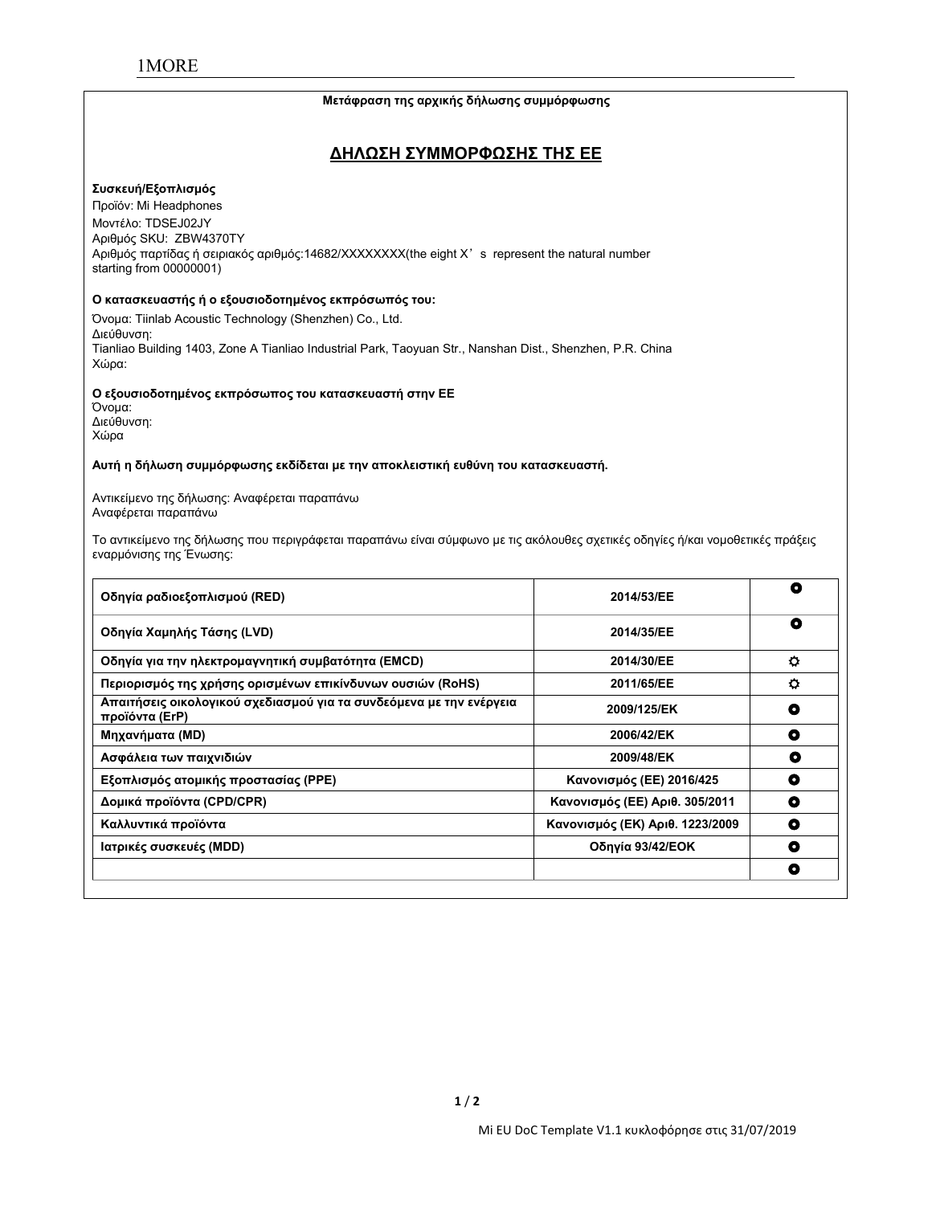**Μετάφραση της αρχικής δήλωσης συμμόρφωσης**

## ΔΗΛΩΣΗ ΣΥΜΜΟΡΦΩΣΗΣ ΤΗΣ ΕΕ

**Συσκευή/Εξοπλισμός**

Προϊόν: Mi Headphones
Μοντέλο: TDSEJ02JY
Αριθμός SKU: ZBW4370TY
Αριθμός παρτίδας ή σειριακός αριθμός:14682/XXXXXXXX(the eight X’s represent the natural number starting from 00000001)

**Ο κατασκευαστής ή ο εξουσιοδοτημένος εκπρόσωπός του:**

Όνομα: Tiinlab Acoustic Technology (Shenzhen) Co., Ltd.
Διεύθυνση:
Tianliao Building 1403, Zone A Tianliao Industrial Park, Taoyuan Str., Nanshan Dist., Shenzhen, P.R. China
Χώρα:

**Ο εξουσιοδοτημένος εκπρόσωπος του κατασκευαστή στην ΕΕ**

Όνομα:
Διεύθυνση:
Χώρα

**Αυτή η δήλωση συμμόρφωσης εκδίδεται με την αποκλειστική ευθύνη του κατασκευαστή.**

Αντικείμενο της δήλωσης: Αναφέρεται παραπάνω
Αναφέρεται παραπάνω

Το αντικείμενο της δήλωσης που περιγράφεται παραπάνω είναι σύμφωνο με τις ακόλουθες σχετικές οδηγίες ή/και νομοθετικές πράξεις εναρμόνισης της Ένωσης:

| | | |
|---|---|---|
| **Οδηγία ραδιοεξοπλισμού (RED)** | **2014/53/ΕΕ** | ◘ |
| **Οδηγία Χαμηλής Τάσης (LVD)** | **2014/35/ΕΕ** | ◘ |
| **Οδηγία για την ηλεκτρομαγνητική συμβατότητα (EMCD)** | **2014/30/ΕΕ** | ☼ |
| **Περιορισμός της χρήσης ορισμένων επικίνδυνων ουσιών (RoHS)** | **2011/65/ΕΕ** | ☼ |
| **Απαιτήσεις οικολογικού σχεδιασμού για τα συνδεόμενα με την ενέργεια προϊόντα (ErP)** | **2009/125/ΕΚ** | ◘ |
| **Μηχανήματα (MD)** | **2006/42/ΕΚ** | ◘ |
| **Ασφάλεια των παιχνιδιών** | **2009/48/ΕΚ** | ◘ |
| **Εξοπλισμός ατομικής προστασίας (PPE)** | **Κανονισμός (ΕΕ) 2016/425** | ◘ |
| **Δομικά προϊόντα (CPD/CPR)** | **Κανονισμός (ΕΕ) Αριθ. 305/2011** | ◘ |
| **Καλλυντικά προϊόντα** | **Κανονισμός (ΕΚ) Αριθ. 1223/2009** | ◘ |
| **Ιατρικές συσκευές (MDD)** | **Οδηγία 93/42/ΕΟΚ** | ◘ |
| | | ◘ |

Mi EU DoC Template V1.1 κυκλοφόρησε στις 31/07/2019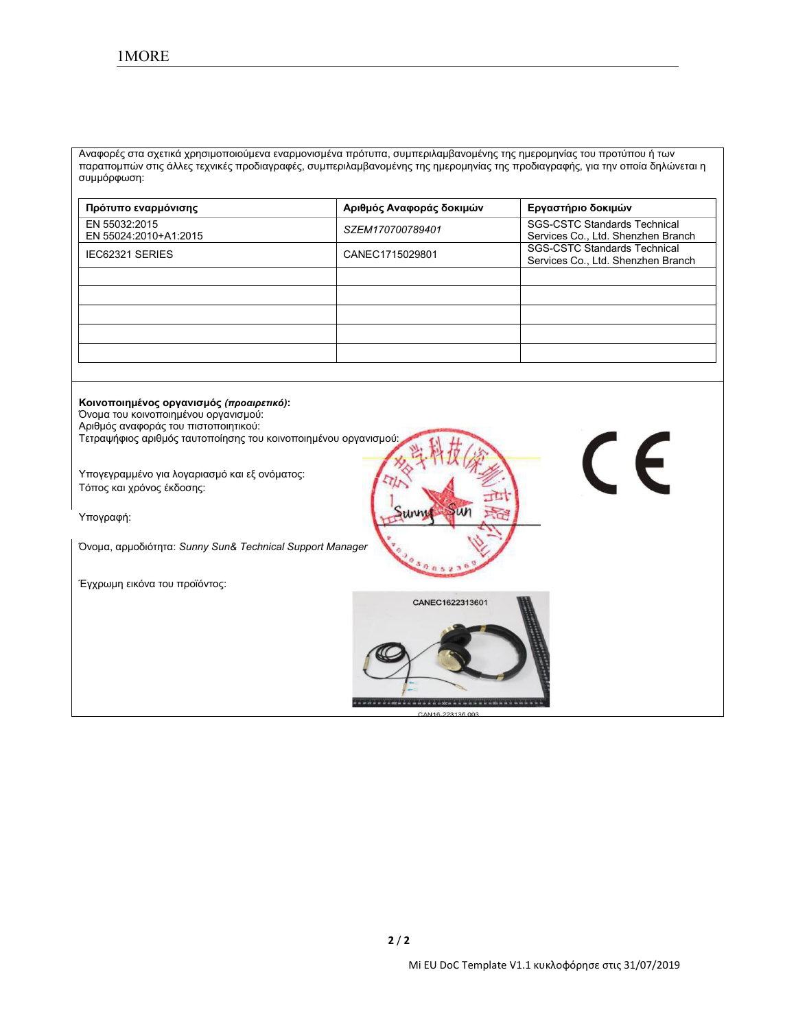Αναφορές στα σχετικά χρησιμοποιούμενα εναρμονισμένα πρότυπα, συμπεριλαμβανομένης της ημερομηνίας του προτύπου ή των παραπομπών στις άλλες τεχνικές προδιαγραφές, συμπεριλαμβανομένης της ημερομηνίας της προδιαγραφής, για την οποία δηλώνεται η συμμόρφωση:

| Πρότυπο εναρμόνισης | Αριθμός Αναφοράς δοκιμών | Εργαστήριο δοκιμών |
|---|---|---|
| EN 55032:2015<br>EN 55024:2010+A1:2015 | *SZEM170700789401* | SGS-CSTC Standards Technical Services Co., Ltd. Shenzhen Branch |
| IEC62321 SERIES | CANEC1715029801 | SGS-CSTC Standards Technical Services Co., Ltd. Shenzhen Branch |
| | | |
| | | |
| | | |
| | | |
| | | |

**Κοινοποιημένος οργανισμός *(προαιρετικό)*:**
Όνομα του κοινοποιημένου οργανισμού:
Αριθμός αναφοράς του πιστοποιητικού:
Τετραψήφιος αριθμός ταυτοποίησης του κοινοποιημένου οργανισμού:

Υπογεγραμμένο για λογαριασμό και εξ ονόματος:
Τόπος και χρόνος έκδοσης:

Υπογραφή: Sunny Sun

Όνομα, αρμοδιότητα: *Sunny Sun& Technical Support Manager*

Έγχρωμη εικόνα του προϊόντος:

CANEC1622313601

CAN16-223136 003

CE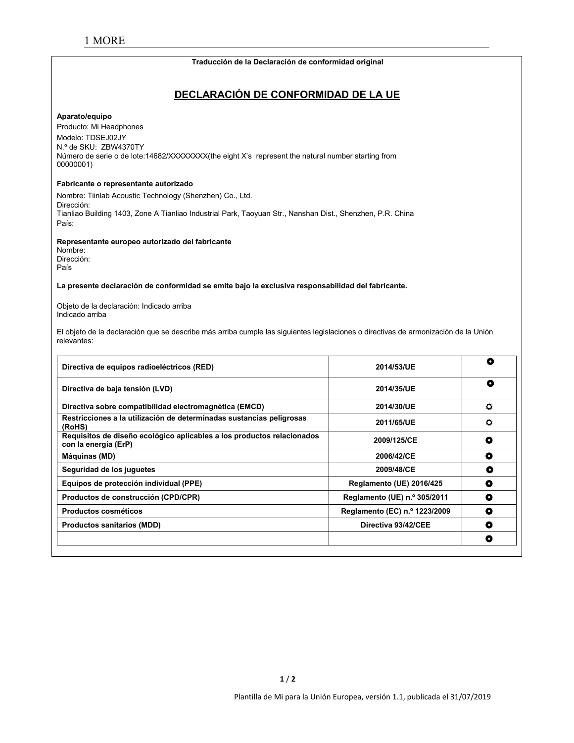1 MORE

**Traducción de la Declaración de conformidad original**

## DECLARACIÓN DE CONFORMIDAD DE LA UE

**Aparato/equipo**

Producto: Mi Headphones
Modelo: TDSEJ02JY
N.º de SKU: ZBW4370TY
Número de serie o de lote:14682/XXXXXXXX(the eight X's represent the natural number starting from 00000001)

**Fabricante o representante autorizado**

Nombre: Tiinlab Acoustic Technology (Shenzhen) Co., Ltd.
Dirección:
Tianliao Building 1403, Zone A Tianliao Industrial Park, Taoyuan Str., Nanshan Dist., Shenzhen, P.R. China
País:

**Representante europeo autorizado del fabricante**
Nombre:
Dirección:
País

**La presente declaración de conformidad se emite bajo la exclusiva responsabilidad del fabricante.**

Objeto de la declaración: Indicado arriba
Indicado arriba

El objeto de la declaración que se describe más arriba cumple las siguientes legislaciones o directivas de armonización de la Unión relevantes:

| | | |
|---|---|---|
| **Directiva de equipos radioeléctricos (RED)** | **2014/53/UE** | ⭘ |
| **Directiva de baja tensión (LVD)** | **2014/35/UE** | ⭘ |
| **Directiva sobre compatibilidad electromagnética (EMCD)** | **2014/30/UE** | ☼ |
| **Restricciones a la utilización de determinadas sustancias peligrosas (RoHS)** | **2011/65/UE** | ☼ |
| **Requisitos de diseño ecológico aplicables a los productos relacionados con la energía (ErP)** | **2009/125/CE** | ⭘ |
| **Máquinas (MD)** | **2006/42/CE** | ⭘ |
| **Seguridad de los juguetes** | **2009/48/CE** | ⭘ |
| **Equipos de protección individual (PPE)** | **Reglamento (UE) 2016/425** | ⭘ |
| **Productos de construcción (CPD/CPR)** | **Reglamento (UE) n.º 305/2011** | ⭘ |
| **Productos cosméticos** | **Reglamento (EC) n.º 1223/2009** | ⭘ |
| **Productos sanitarios (MDD)** | **Directiva 93/42/CEE** | ⭘ |
| | | ⭘ |

Plantilla de Mi para la Unión Europea, versión 1.1, publicada el 31/07/2019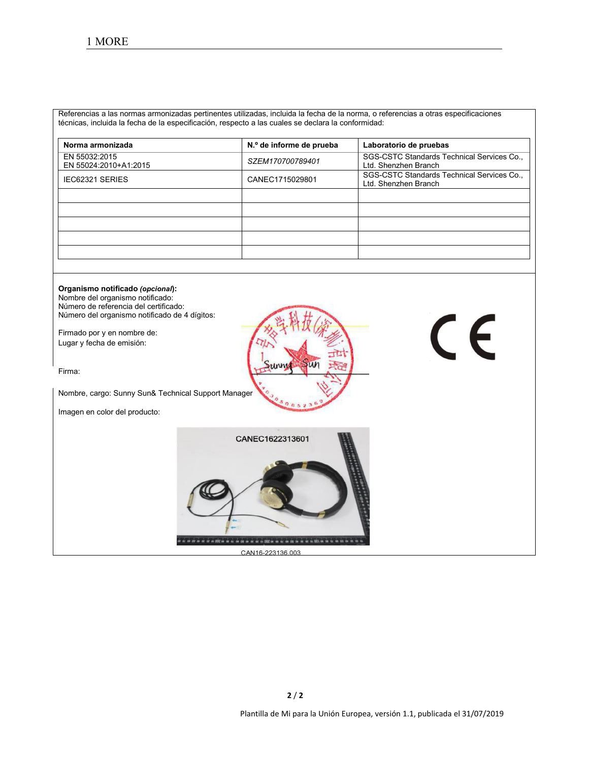Referencias a las normas armonizadas pertinentes utilizadas, incluida la fecha de la norma, o referencias a otras especificaciones técnicas, incluida la fecha de la especificación, respecto a las cuales se declara la conformidad:

| Norma armonizada | N.º de informe de prueba | Laboratorio de pruebas |
|---|---|---|
| EN 55032:2015<br>EN 55024:2010+A1:2015 | *SZEM170700789401* | SGS-CSTC Standards Technical Services Co., Ltd. Shenzhen Branch |
| IEC62321 SERIES | CANEC1715029801 | SGS-CSTC Standards Technical Services Co., Ltd. Shenzhen Branch |
| | | |
| | | |
| | | |
| | | |
| | | |

**Organismo notificado *(opcional)*:**
Nombre del organismo notificado:
Número de referencia del certificado:
Número del organismo notificado de 4 dígitos:

Firmado por y en nombre de:
Lugar y fecha de emisión:

Firma: Sunny Sun

Nombre, cargo: Sunny Sun& Technical Support Manager

Imagen en color del producto:

CANEC1622313601

CAN16-223136 003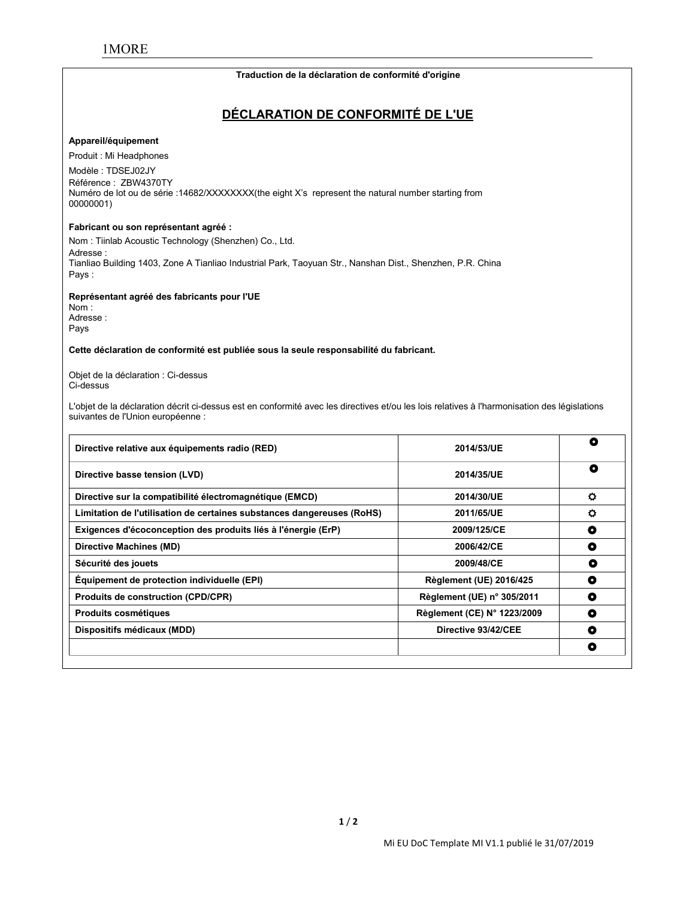1MORE

**Traduction de la déclaration de conformité d'origine**

## DÉCLARATION DE CONFORMITÉ DE L'UE

**Appareil/équipement**

Produit : Mi Headphones

Modèle : TDSEJ02JY
Référence : ZBW4370TY
Numéro de lot ou de série :14682/XXXXXXXX(the eight X's represent the natural number starting from 00000001)

**Fabricant ou son représentant agréé :**

Nom : Tiinlab Acoustic Technology (Shenzhen) Co., Ltd.
Adresse :
Tianliao Building 1403, Zone A Tianliao Industrial Park, Taoyuan Str., Nanshan Dist., Shenzhen, P.R. China
Pays :

**Représentant agréé des fabricants pour l'UE**
Nom :
Adresse :
Pays

**Cette déclaration de conformité est publiée sous la seule responsabilité du fabricant.**

Objet de la déclaration : Ci-dessus
Ci-dessus

L'objet de la déclaration décrit ci-dessus est en conformité avec les directives et/ou les lois relatives à l'harmonisation des législations suivantes de l'Union européenne :

| | | |
|---|---|---|
| **Directive relative aux équipements radio (RED)** | **2014/53/UE** | ◘ |
| **Directive basse tension (LVD)** | **2014/35/UE** | ◘ |
| **Directive sur la compatibilité électromagnétique (EMCD)** | **2014/30/UE** | ☼ |
| **Limitation de l'utilisation de certaines substances dangereuses (RoHS)** | **2011/65/UE** | ☼ |
| **Exigences d'écoconception des produits liés à l'énergie (ErP)** | **2009/125/CE** | ◘ |
| **Directive Machines (MD)** | **2006/42/CE** | ◘ |
| **Sécurité des jouets** | **2009/48/CE** | ◘ |
| **Équipement de protection individuelle (EPI)** | **Règlement (UE) 2016/425** | ◘ |
| **Produits de construction (CPD/CPR)** | **Règlement (UE) n° 305/2011** | ◘ |
| **Produits cosmétiques** | **Règlement (CE) N° 1223/2009** | ◘ |
| **Dispositifs médicaux (MDD)** | **Directive 93/42/CEE** | ◘ |
| | | ◘ |

Mi EU DoC Template MI V1.1 publié le 31/07/2019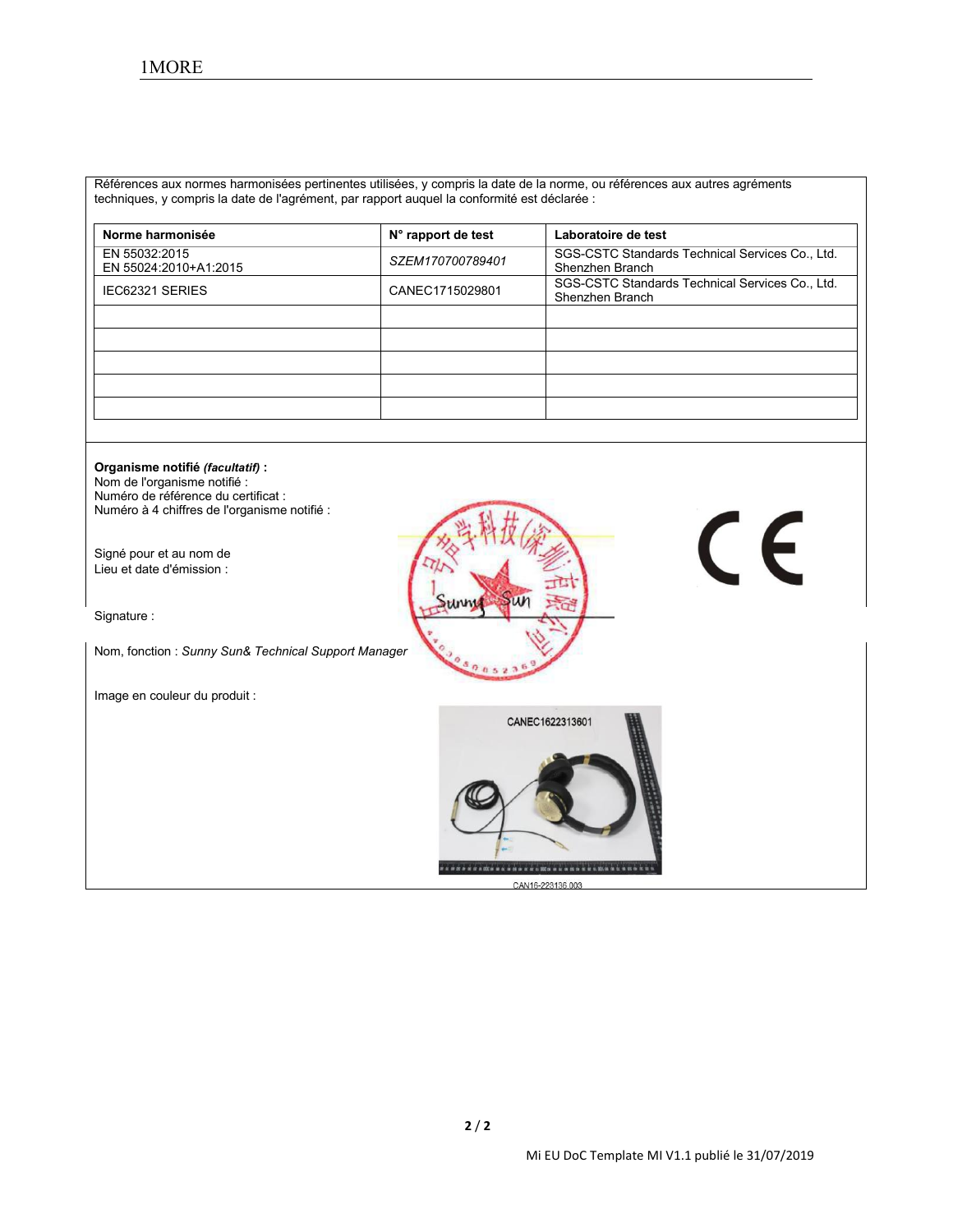Références aux normes harmonisées pertinentes utilisées, y compris la date de la norme, ou références aux autres agréments techniques, y compris la date de l'agrément, par rapport auquel la conformité est déclarée :

| Norme harmonisée | N° rapport de test | Laboratoire de test |
|---|---|---|
| EN 55032:2015<br>EN 55024:2010+A1:2015 | *SZEM170700789401* | SGS-CSTC Standards Technical Services Co., Ltd. Shenzhen Branch |
| IEC62321 SERIES | CANEC1715029801 | SGS-CSTC Standards Technical Services Co., Ltd. Shenzhen Branch |
| | | |
| | | |
| | | |
| | | |
| | | |

**Organisme notifié *(facultatif)* :**
Nom de l'organisme notifié :
Numéro de référence du certificat :
Numéro à 4 chiffres de l'organisme notifié :

Signé pour et au nom de
Lieu et date d'émission :

Signature :

Nom, fonction : *Sunny Sun& Technical Support Manager*

Image en couleur du produit :

CANEC1622313601

CAN16-223136.003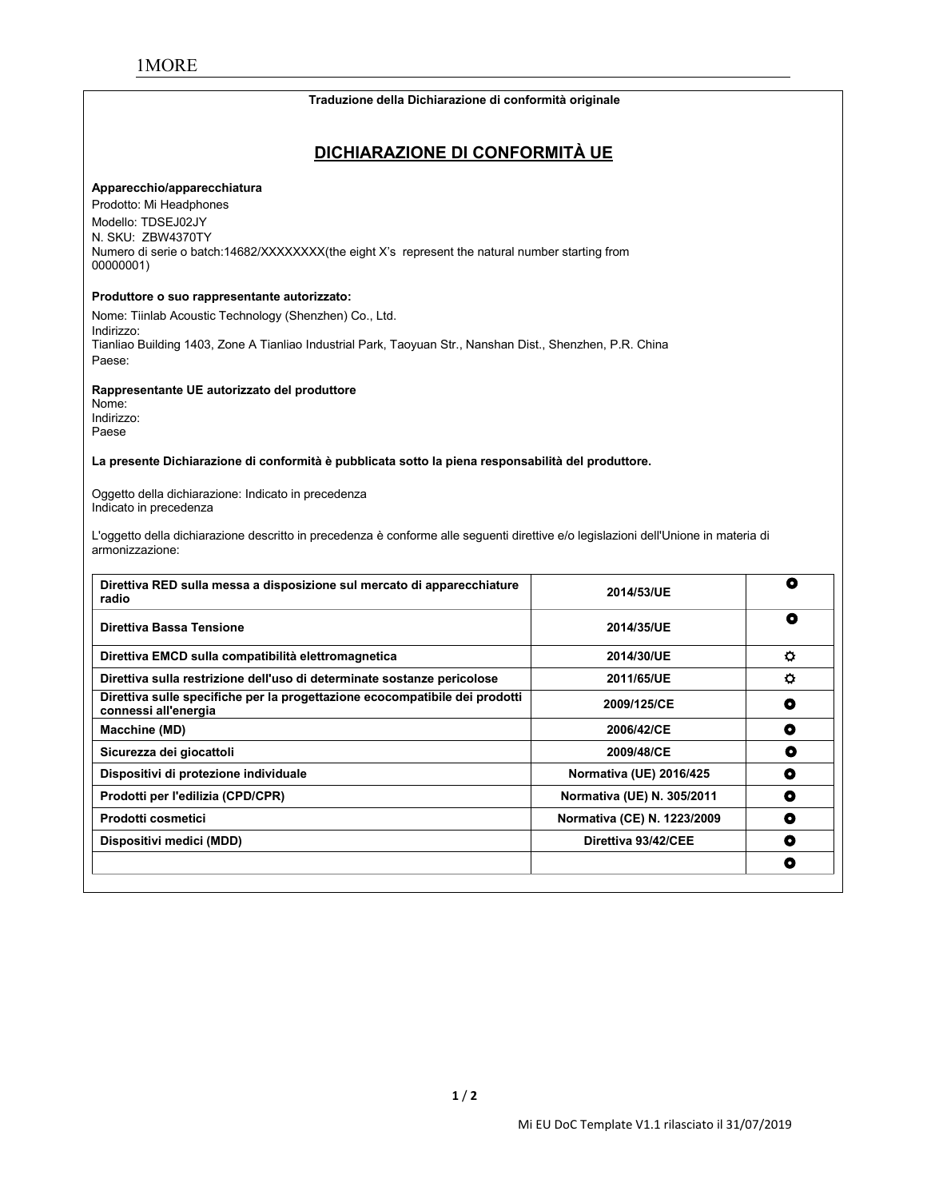1MORE

**Traduzione della Dichiarazione di conformità originale**

## DICHIARAZIONE DI CONFORMITÀ UE

**Apparecchio/apparecchiatura**

Prodotto: Mi Headphones
Modello: TDSEJ02JY
N. SKU: ZBW4370TY
Numero di serie o batch:14682/XXXXXXXX(the eight X's represent the natural number starting from 00000001)

**Produttore o suo rappresentante autorizzato:**

Nome: Tiinlab Acoustic Technology (Shenzhen) Co., Ltd.
Indirizzo:
Tianliao Building 1403, Zone A Tianliao Industrial Park, Taoyuan Str., Nanshan Dist., Shenzhen, P.R. China
Paese:

**Rappresentante UE autorizzato del produttore**

Nome:
Indirizzo:
Paese

**La presente Dichiarazione di conformità è pubblicata sotto la piena responsabilità del produttore.**

Oggetto della dichiarazione: Indicato in precedenza
Indicato in precedenza

L'oggetto della dichiarazione descritto in precedenza è conforme alle seguenti direttive e/o legislazioni dell'Unione in materia di armonizzazione:

| | | |
|---|---|---|
| **Direttiva RED sulla messa a disposizione sul mercato di apparecchiature radio** | **2014/53/UE** | ⭘ |
| **Direttiva Bassa Tensione** | **2014/35/UE** | ⭘ |
| **Direttiva EMCD sulla compatibilità elettromagnetica** | **2014/30/UE** | ☼ |
| **Direttiva sulla restrizione dell'uso di determinate sostanze pericolose** | **2011/65/UE** | ☼ |
| **Direttiva sulle specifiche per la progettazione ecocompatibile dei prodotti connessi all'energia** | **2009/125/CE** | ⭘ |
| **Macchine (MD)** | **2006/42/CE** | ⭘ |
| **Sicurezza dei giocattoli** | **2009/48/CE** | ⭘ |
| **Dispositivi di protezione individuale** | **Normativa (UE) 2016/425** | ⭘ |
| **Prodotti per l'edilizia (CPD/CPR)** | **Normativa (UE) N. 305/2011** | ⭘ |
| **Prodotti cosmetici** | **Normativa (CE) N. 1223/2009** | ⭘ |
| **Dispositivi medici (MDD)** | **Direttiva 93/42/CEE** | ⭘ |
| | | ⭘ |

Mi EU DoC Template V1.1 rilasciato il 31/07/2019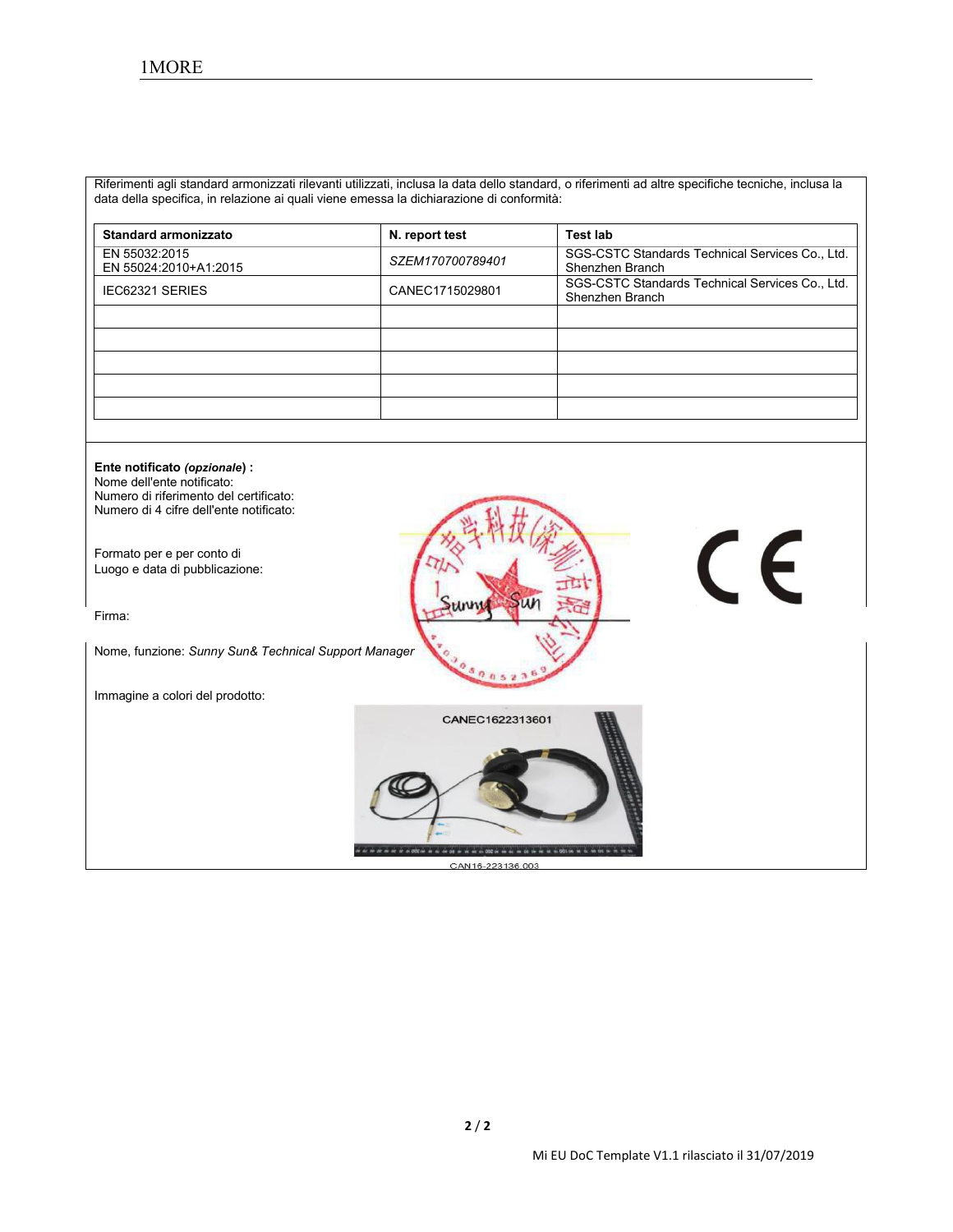Riferimenti agli standard armonizzati rilevanti utilizzati, inclusa la data dello standard, o riferimenti ad altre specifiche tecniche, inclusa la data della specifica, in relazione ai quali viene emessa la dichiarazione di conformità:

| Standard armonizzato | N. report test | Test lab |
|---|---|---|
| EN 55032:2015<br>EN 55024:2010+A1:2015 | *SZEM170700789401* | SGS-CSTC Standards Technical Services Co., Ltd. Shenzhen Branch |
| IEC62321 SERIES | CANEC1715029801 | SGS-CSTC Standards Technical Services Co., Ltd. Shenzhen Branch |
| | | |
| | | |
| | | |
| | | |
| | | |

**Ente notificato** ***(opzionale)*** **:**
Nome dell'ente notificato:
Numero di riferimento del certificato:
Numero di 4 cifre dell'ente notificato:

Formato per e per conto di
Luogo e data di pubblicazione:

Firma:

Nome, funzione: *Sunny Sun& Technical Support Manager*

Immagine a colori del prodotto:

CANEC1622313601

CAN16-223136.003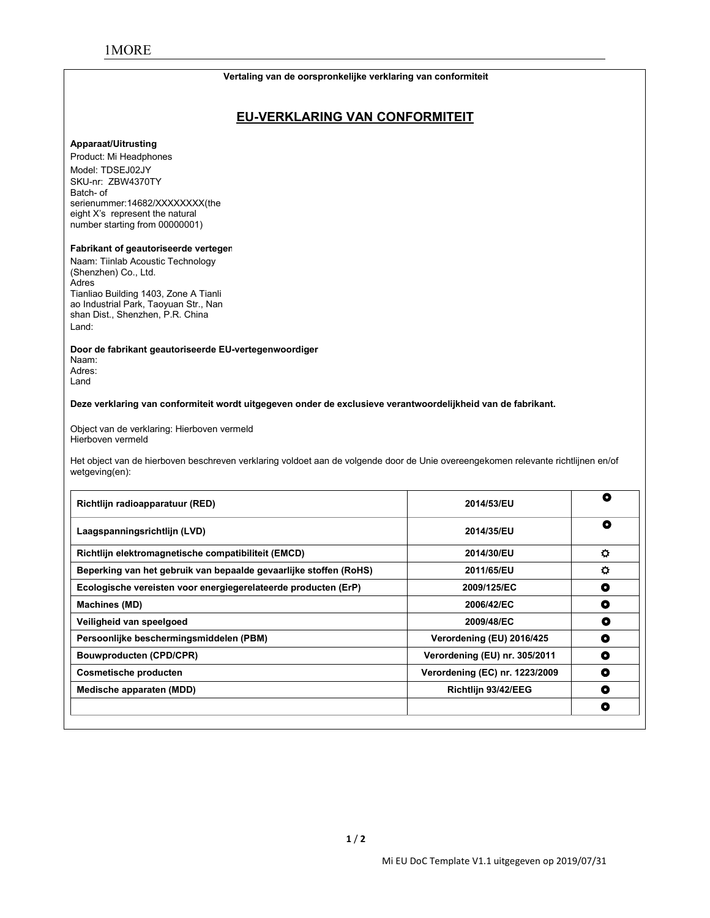Vertaling van de oorspronkelijke verklaring van conformiteit

## EU-VERKLARING VAN CONFORMITEIT

**Apparaat/Uitrusting**

Product: Mi Headphones
Model: TDSEJ02JY
SKU-nr: ZBW4370TY
Batch- of serienummer:14682/XXXXXXXX(the eight X's represent the natural number starting from 00000001)

**Fabrikant of geautoriseerde vertegen**

Naam: Tiinlab Acoustic Technology (Shenzhen) Co., Ltd.
Adres
Tianliao Building 1403, Zone A Tianliao Industrial Park, Taoyuan Str., Nanshan Dist., Shenzhen, P.R. China
Land:

**Door de fabrikant geautoriseerde EU-vertegenwoordiger**

Naam:
Adres:
Land

**Deze verklaring van conformiteit wordt uitgegeven onder de exclusieve verantwoordelijkheid van de fabrikant.**

Object van de verklaring: Hierboven vermeld
Hierboven vermeld

Het object van de hierboven beschreven verklaring voldoet aan de volgende door de Unie overeengekomen relevante richtlijnen en/of wetgeving(en):

| | | |
|---|---|---|
| **Richtlijn radioapparatuur (RED)** | **2014/53/EU** | ⚪ |
| **Laagspanningsrichtlijn (LVD)** | **2014/35/EU** | ⚪ |
| **Richtlijn elektromagnetische compatibiliteit (EMCD)** | **2014/30/EU** | ☼ |
| **Beperking van het gebruik van bepaalde gevaarlijke stoffen (RoHS)** | **2011/65/EU** | ☼ |
| **Ecologische vereisten voor energiegerelateerde producten (ErP)** | **2009/125/EC** | ⚪ |
| **Machines (MD)** | **2006/42/EC** | ⚪ |
| **Veiligheid van speelgoed** | **2009/48/EC** | ⚪ |
| **Persoonlijke beschermingsmiddelen (PBM)** | **Verordening (EU) 2016/425** | ⚪ |
| **Bouwproducten (CPD/CPR)** | **Verordening (EU) nr. 305/2011** | ⚪ |
| **Cosmetische producten** | **Verordening (EC) nr. 1223/2009** | ⚪ |
| **Medische apparaten (MDD)** | **Richtlijn 93/42/EEG** | ⚪ |
| | | ⚪ |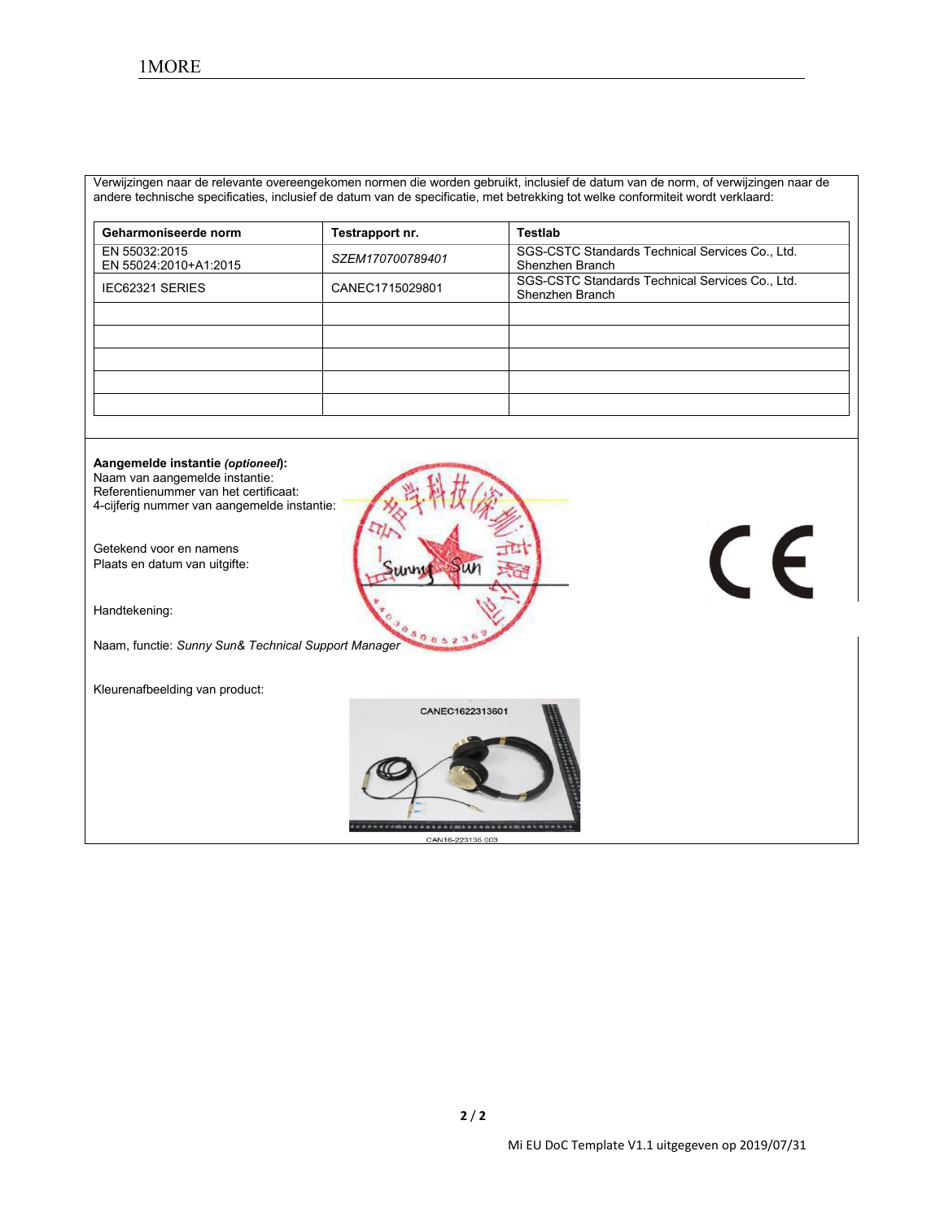Verwijzingen naar de relevante overeengekomen normen die worden gebruikt, inclusief de datum van de norm, of verwijzingen naar de andere technische specificaties, inclusief de datum van de specificatie, met betrekking tot welke conformiteit wordt verklaard:

| Geharmoniseerde norm | Testrapport nr. | Testlab |
|---|---|---|
| EN 55032:2015<br>EN 55024:2010+A1:2015 | *SZEM170700789401* | SGS-CSTC Standards Technical Services Co., Ltd. Shenzhen Branch |
| IEC62321 SERIES | CANEC1715029801 | SGS-CSTC Standards Technical Services Co., Ltd. Shenzhen Branch |
| | | |
| | | |
| | | |
| | | |
| | | |

**Aangemelde instantie *(optioneel)*:**
Naam van aangemelde instantie:
Referentienummer van het certificaat:
4-cijferig nummer van aangemelde instantie:

Getekend voor en namens
Plaats en datum van uitgifte:

Handtekening:

Naam, functie: *Sunny Sun& Technical Support Manager*

Kleurenafbeelding van product:

CANEC1622313601

CAN16-223136.003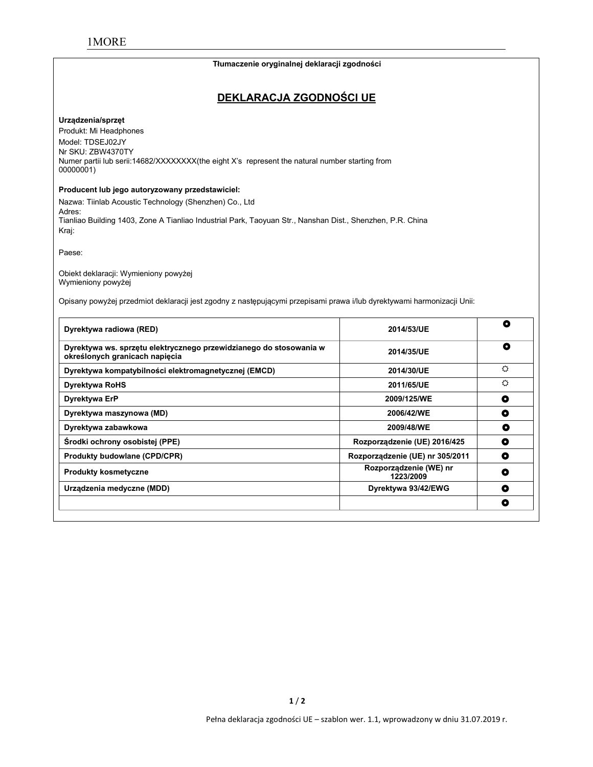1MORE

**Tłumaczenie oryginalnej deklaracji zgodności**

# DEKLARACJA ZGODNOŚCI UE

**Urządzenia/sprzęt**

Produkt: Mi Headphones
Model: TDSEJ02JY
Nr SKU: ZBW4370TY
Numer partii lub serii:14682/XXXXXXXX(the eight X's represent the natural number starting from 00000001)

**Producent lub jego autoryzowany przedstawiciel:**

Nazwa: Tiinlab Acoustic Technology (Shenzhen) Co., Ltd
Adres:
Tianliao Building 1403, Zone A Tianliao Industrial Park, Taoyuan Str., Nanshan Dist., Shenzhen, P.R. China
Kraj:

Paese:

Obiekt deklaracji: Wymieniony powyżej
Wymieniony powyżej

Opisany powyżej przedmiot deklaracji jest zgodny z następującymi przepisami prawa i/lub dyrektywami harmonizacji Unii:

| | | |
|---|---|---|
| **Dyrektywa radiowa (RED)** | **2014/53/UE** | ⦿ |
| **Dyrektywa ws. sprzętu elektrycznego przewidzianego do stosowania w określonych granicach napięcia** | **2014/35/UE** | ⦿ |
| **Dyrektywa kompatybilności elektromagnetycznej (EMCD)** | **2014/30/UE** | ☼ |
| **Dyrektywa RoHS** | **2011/65/UE** | ☼ |
| **Dyrektywa ErP** | **2009/125/WE** | ⦿ |
| **Dyrektywa maszynowa (MD)** | **2006/42/WE** | ⦿ |
| **Dyrektywa zabawkowa** | **2009/48/WE** | ⦿ |
| **Środki ochrony osobistej (PPE)** | **Rozporządzenie (UE) 2016/425** | ⦿ |
| **Produkty budowlane (CPD/CPR)** | **Rozporządzenie (UE) nr 305/2011** | ⦿ |
| **Produkty kosmetyczne** | **Rozporządzenie (WE) nr 1223/2009** | ⦿ |
| **Urządzenia medyczne (MDD)** | **Dyrektywa 93/42/EWG** | ⦿ |
| | | ⦿ |

Pełna deklaracja zgodności UE – szablon wer. 1.1, wprowadzony w dniu 31.07.2019 r.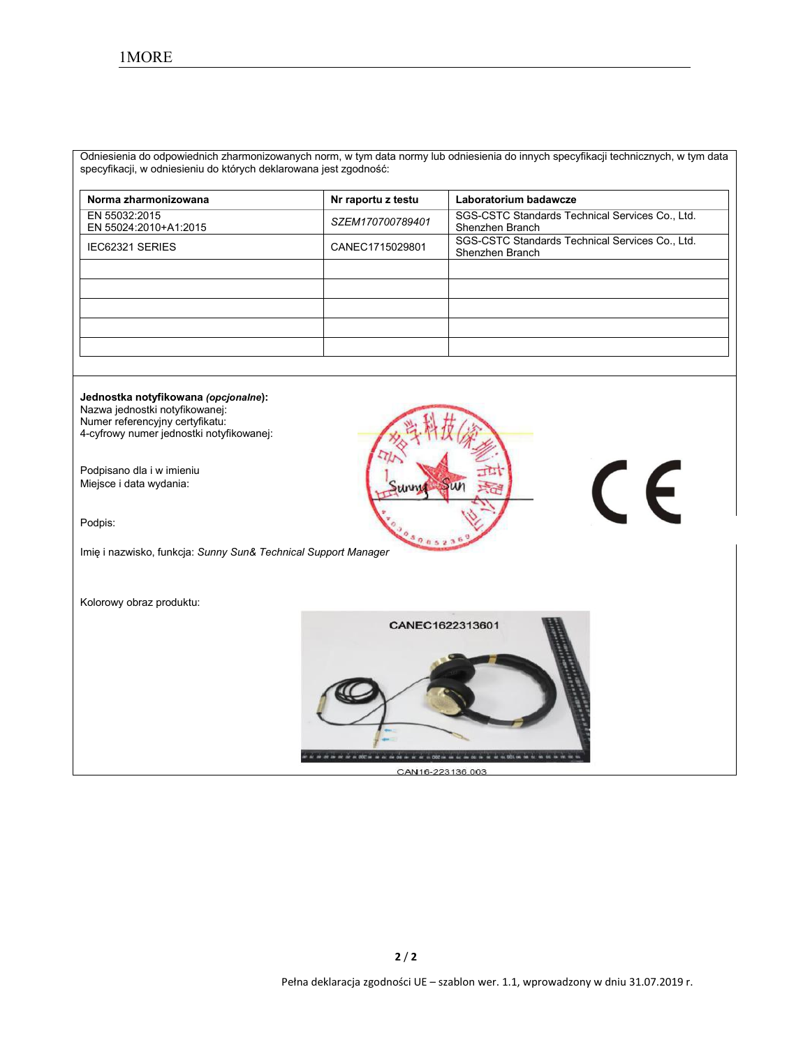Odniesienia do odpowiednich zharmonizowanych norm, w tym data normy lub odniesienia do innych specyfikacji technicznych, w tym data specyfikacji, w odniesieniu do których deklarowana jest zgodność:

| **Norma zharmonizowana** | **Nr raportu z testu** | **Laboratorium badawcze** |
|---|---|---|
| EN 55032:2015<br>EN 55024:2010+A1:2015 | *SZEM170700789401* | SGS-CSTC Standards Technical Services Co., Ltd. Shenzhen Branch |
| IEC62321 SERIES | CANEC1715029801 | SGS-CSTC Standards Technical Services Co., Ltd. Shenzhen Branch |
| | | |
| | | |
| | | |
| | | |
| | | |

**Jednostka notyfikowana *(opcjonalne)*:**
Nazwa jednostki notyfikowanej:
Numer referencyjny certyfikatu:
4-cyfrowy numer jednostki notyfikowanej:

Podpisano dla i w imieniu
Miejsce i data wydania:

Podpis:

Imię i nazwisko, funkcja: *Sunny Sun& Technical Support Manager*

Kolorowy obraz produktu:

CANEC1622313601

CAN16-223136.003

Pełna deklaracja zgodności UE – szablon wer. 1.1, wprowadzony w dniu 31.07.2019 r.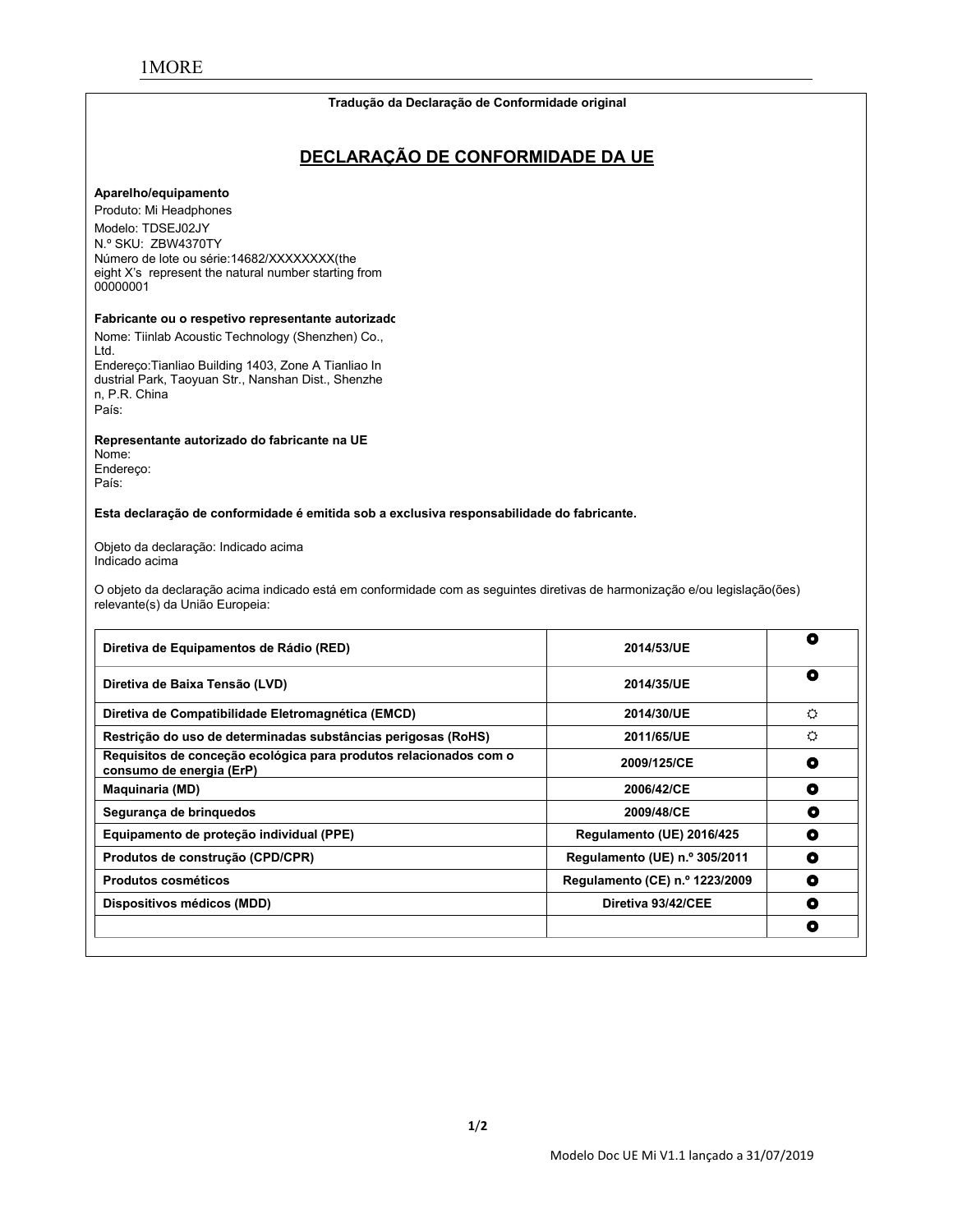**Tradução da Declaração de Conformidade original**

## DECLARAÇÃO DE CONFORMIDADE DA UE

**Aparelho/equipamento**

Produto: Mi Headphones
Modelo: TDSEJ02JY
N.º SKU: ZBW4370TY
Número de lote ou série:14682/XXXXXXXX(the eight X's represent the natural number starting from 00000001

**Fabricante ou o respetivo representante autorizado**

Nome: Tiinlab Acoustic Technology (Shenzhen) Co., Ltd.
Endereço:Tianliao Building 1403, Zone A Tianliao Industrial Park, Taoyuan Str., Nanshan Dist., Shenzhen, P.R. China
País:

**Representante autorizado do fabricante na UE**

Nome:
Endereço:
País:

**Esta declaração de conformidade é emitida sob a exclusiva responsabilidade do fabricante.**

Objeto da declaração: Indicado acima
Indicado acima

O objeto da declaração acima indicado está em conformidade com as seguintes diretivas de harmonização e/ou legislação(ões) relevante(s) da União Europeia:

| Diretiva | Referência | |
|---|---|---|
| **Diretiva de Equipamentos de Rádio (RED)** | **2014/53/UE** | ◘ |
| **Diretiva de Baixa Tensão (LVD)** | **2014/35/UE** | ◘ |
| **Diretiva de Compatibilidade Eletromagnética (EMCD)** | **2014/30/UE** | ☼ |
| **Restrição do uso de determinadas substâncias perigosas (RoHS)** | **2011/65/UE** | ☼ |
| **Requisitos de conceção ecológica para produtos relacionados com o consumo de energia (ErP)** | **2009/125/CE** | ◘ |
| **Maquinaria (MD)** | **2006/42/CE** | ◘ |
| **Segurança de brinquedos** | **2009/48/CE** | ◘ |
| **Equipamento de proteção individual (PPE)** | **Regulamento (UE) 2016/425** | ◘ |
| **Produtos de construção (CPD/CPR)** | **Regulamento (UE) n.º 305/2011** | ◘ |
| **Produtos cosméticos** | **Regulamento (CE) n.º 1223/2009** | ◘ |
| **Dispositivos médicos (MDD)** | **Diretiva 93/42/CEE** | ◘ |
| | | ◘ |

Modelo Doc UE Mi V1.1 lançado a 31/07/2019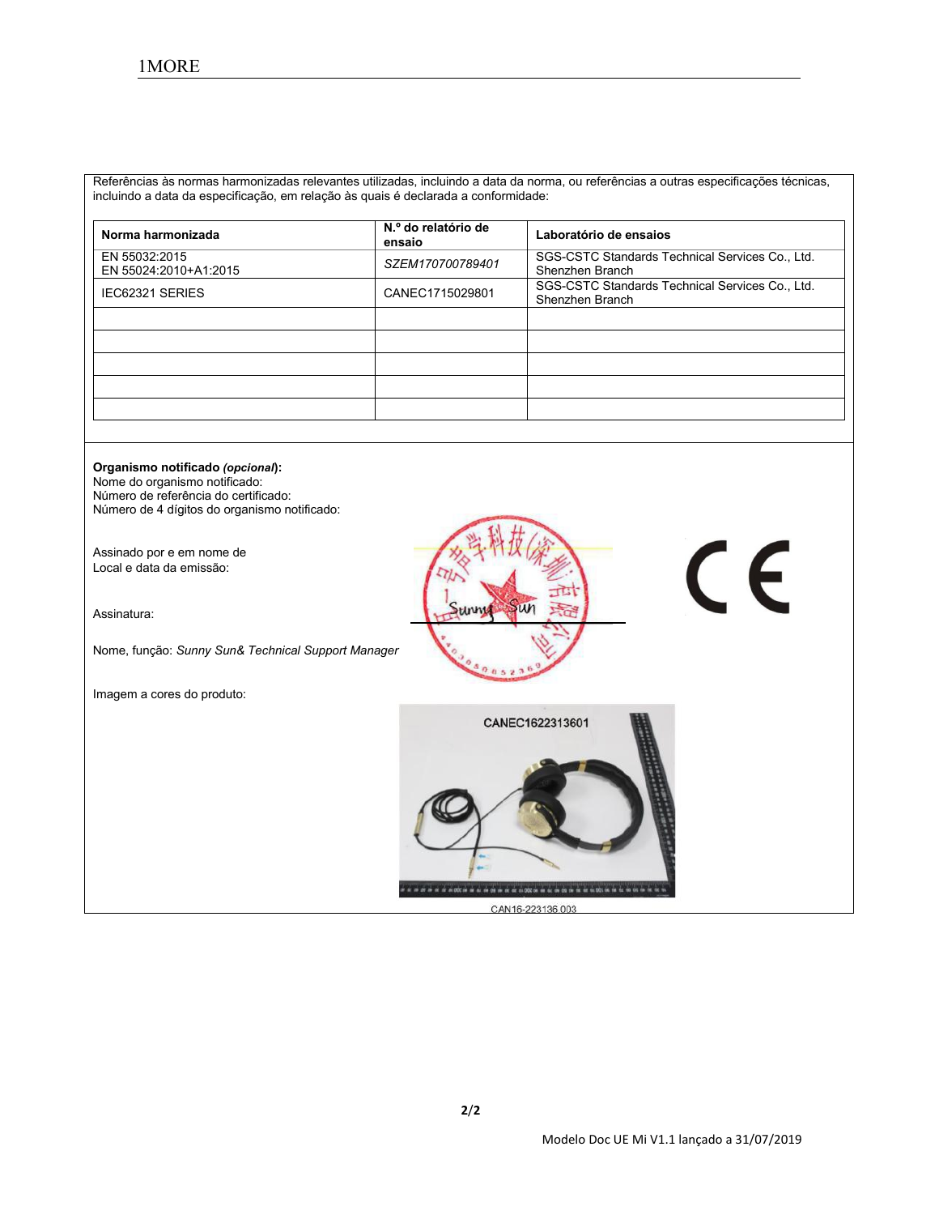Referências às normas harmonizadas relevantes utilizadas, incluindo a data da norma, ou referências a outras especificações técnicas, incluindo a data da especificação, em relação às quais é declarada a conformidade:

| Norma harmonizada | N.º do relatório de ensaio | Laboratório de ensaios |
|---|---|---|
| EN 55032:2015<br>EN 55024:2010+A1:2015 | *SZEM170700789401* | SGS-CSTC Standards Technical Services Co., Ltd. Shenzhen Branch |
| IEC62321 SERIES | CANEC1715029801 | SGS-CSTC Standards Technical Services Co., Ltd. Shenzhen Branch |
| | | |
| | | |
| | | |
| | | |
| | | |

**Organismo notificado *(opcional)*:**
Nome do organismo notificado:
Número de referência do certificado:
Número de 4 dígitos do organismo notificado:

Assinado por e em nome de
Local e data da emissão:

Assinatura:

Nome, função: *Sunny Sun& Technical Support Manager*

Imagem a cores do produto:

CANEC1622313601

CAN16-223136.003

Modelo Doc UE Mi V1.1 lançado a 31/07/2019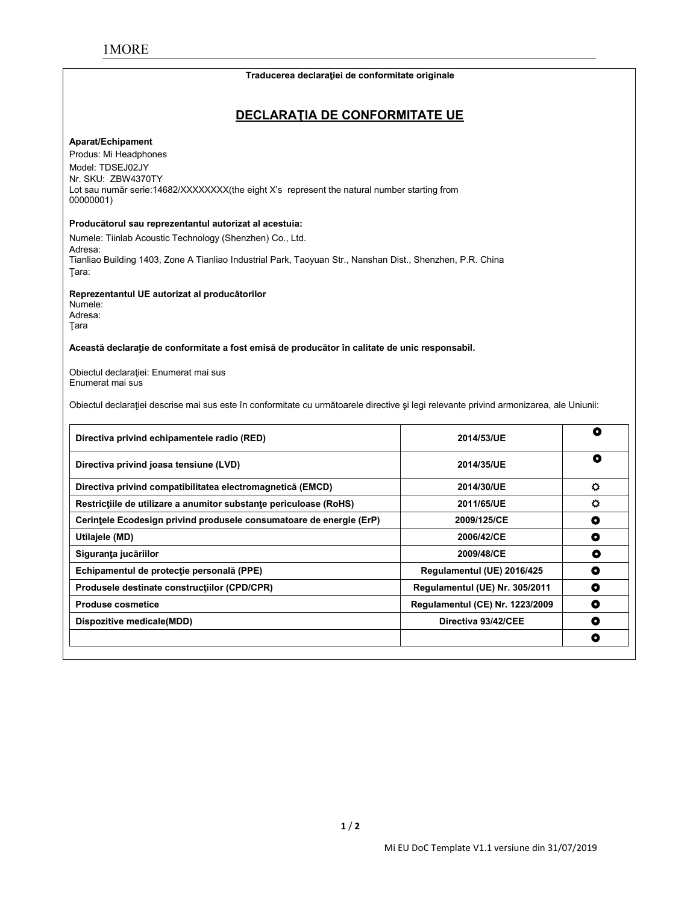**Traducerea declaraţiei de conformitate originale**

## DECLARAŢIA DE CONFORMITATE UE

**Aparat/Echipament**

Produs: Mi Headphones
Model: TDSEJ02JY
Nr. SKU: ZBW4370TY
Lot sau număr serie:14682/XXXXXXXX(the eight X's represent the natural number starting from 00000001)

**Producătorul sau reprezentantul autorizat al acestuia:**

Numele: Tiinlab Acoustic Technology (Shenzhen) Co., Ltd.
Adresa:
Tianliao Building 1403, Zone A Tianliao Industrial Park, Taoyuan Str., Nanshan Dist., Shenzhen, P.R. China
Ţara:

**Reprezentantul UE autorizat al producătorilor**

Numele:
Adresa:
Ţara

**Această declaraţie de conformitate a fost emisă de producător în calitate de unic responsabil.**

Obiectul declaraţiei: Enumerat mai sus
Enumerat mai sus

Obiectul declaraţiei descrise mai sus este în conformitate cu următoarele directive şi legi relevante privind armonizarea, ale Uniunii:

| | | |
|---|---|---|
| **Directiva privind echipamentele radio (RED)** | **2014/53/UE** | ⊙ |
| **Directiva privind joasa tensiune (LVD)** | **2014/35/UE** | ⊙ |
| **Directiva privind compatibilitatea electromagnetică (EMCD)** | **2014/30/UE** | ☼ |
| **Restricţiile de utilizare a anumitor substanţe periculoase (RoHS)** | **2011/65/UE** | ☼ |
| **Cerinţele Ecodesign privind produsele consumatoare de energie (ErP)** | **2009/125/CE** | ⊙ |
| **Utilajele (MD)** | **2006/42/CE** | ⊙ |
| **Siguranţa jucăriilor** | **2009/48/CE** | ⊙ |
| **Echipamentul de protecţie personală (PPE)** | **Regulamentul (UE) 2016/425** | ⊙ |
| **Produsele destinate construcţiilor (CPD/CPR)** | **Regulamentul (UE) Nr. 305/2011** | ⊙ |
| **Produse cosmetice** | **Regulamentul (CE) Nr. 1223/2009** | ⊙ |
| **Dispozitive medicale(MDD)** | **Directiva 93/42/CEE** | ⊙ |
| | | ⊙ |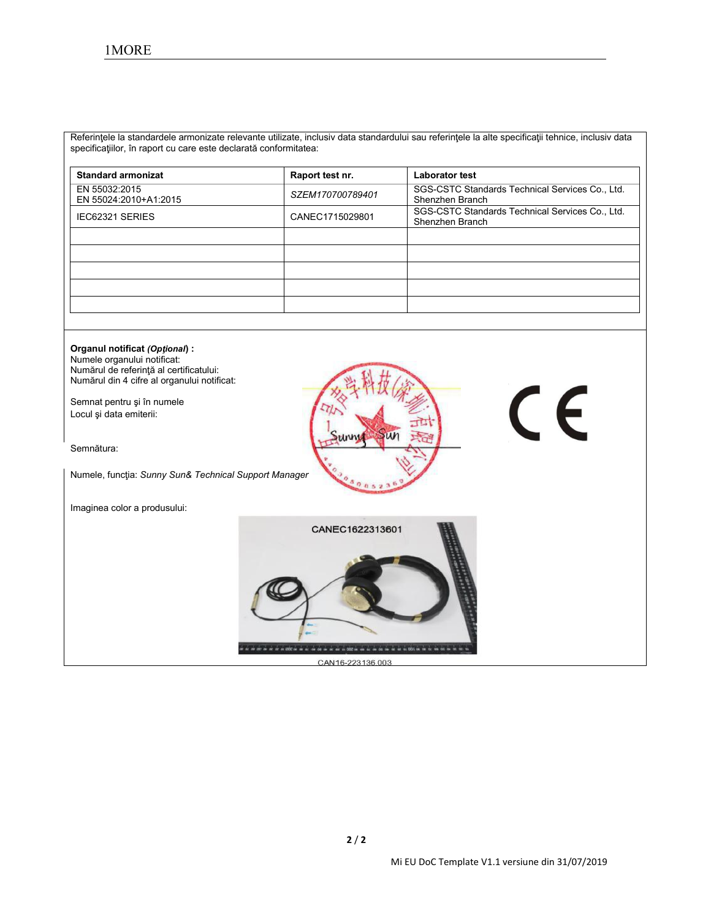Referinţele la standardele armonizate relevante utilizate, inclusiv data standardului sau referinţele la alte specificaţii tehnice, inclusiv data specificaţiilor, în raport cu care este declarată conformitatea:

| Standard armonizat | Raport test nr. | Laborator test |
|---|---|---|
| EN 55032:2015<br>EN 55024:2010+A1:2015 | *SZEM170700789401* | SGS-CSTC Standards Technical Services Co., Ltd. Shenzhen Branch |
| IEC62321 SERIES | CANEC1715029801 | SGS-CSTC Standards Technical Services Co., Ltd. Shenzhen Branch |
| | | |
| | | |
| | | |
| | | |
| | | |

**Organul notificat** ***(Opţional)*** **:**
Numele organului notificat:
Numărul de referinţă al certificatului:
Numărul din 4 cifre al organului notificat:

Semnat pentru şi în numele
Locul şi data emiterii:

Semnătura:

Numele, funcţia: *Sunny Sun& Technical Support Manager*

Imaginea color a produsului:

CANEC1622313601

CAN16-223136 003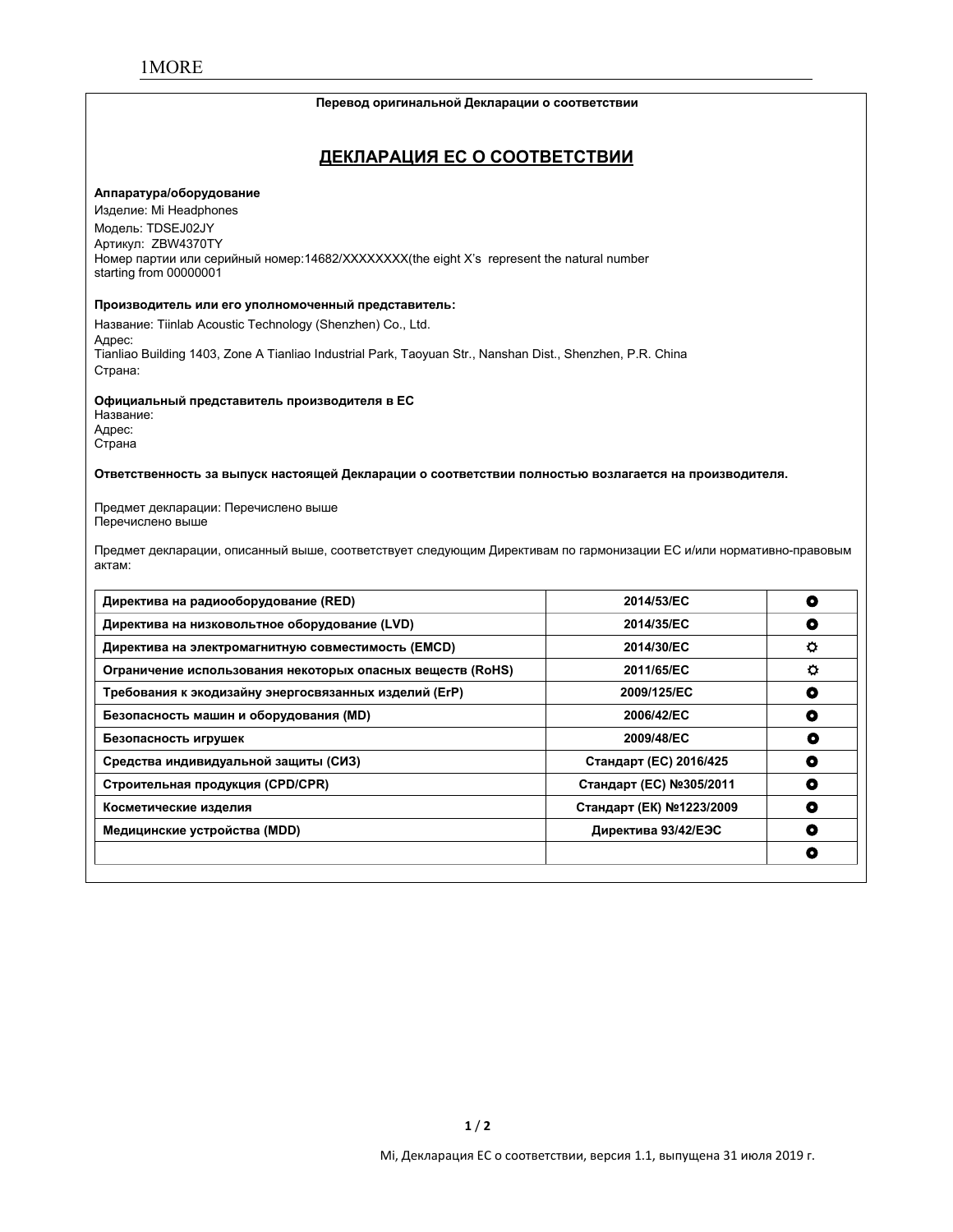**Перевод оригинальной Декларации о соответствии**

## ДЕКЛАРАЦИЯ ЕС О СООТВЕТСТВИИ

**Аппаратура/оборудование**

Изделие: Mi Headphones
Модель: TDSEJ02JY
Артикул: ZBW4370TY
Номер партии или серийный номер:14682/XXXXXXXX(the eight X's represent the natural number starting from 00000001

**Производитель или его уполномоченный представитель:**

Название: Tiinlab Acoustic Technology (Shenzhen) Co., Ltd.
Адрес:
Tianliao Building 1403, Zone A Tianliao Industrial Park, Taoyuan Str., Nanshan Dist., Shenzhen, P.R. China
Страна:

**Официальный представитель производителя в ЕС**

Название:
Адрес:
Страна

**Ответственность за выпуск настоящей Декларации о соответствии полностью возлагается на производителя.**

Предмет декларации: Перечислено выше
Перечислено выше

Предмет декларации, описанный выше, соответствует следующим Директивам по гармонизации ЕС и/или нормативно-правовым актам:

| Директива на радиооборудование (RED) | 2014/53/EC | ⚫ |
|---|---|---|
| Директива на низковольтное оборудование (LVD) | 2014/35/EC | ⚫ |
| Директива на электромагнитную совместимость (EMCD) | 2014/30/EC | ☼ |
| Ограничение использования некоторых опасных веществ (RoHS) | 2011/65/EC | ☼ |
| Требования к экодизайну энергосвязанных изделий (ErP) | 2009/125/EC | ⚫ |
| Безопасность машин и оборудования (MD) | 2006/42/EC | ⚫ |
| Безопасность игрушек | 2009/48/EC | ⚫ |
| Средства индивидуальной защиты (СИЗ) | Стандарт (ЕС) 2016/425 | ⚫ |
| Строительная продукция (CPD/CPR) | Стандарт (ЕС) №305/2011 | ⚫ |
| Косметические изделия | Стандарт (ЕК) №1223/2009 | ⚫ |
| Медицинские устройства (MDD) | Директива 93/42/ЕЭС | ⚫ |
| | | ⚫ |

Mi, Декларация ЕС о соответствии, версия 1.1, выпущена 31 июля 2019 г.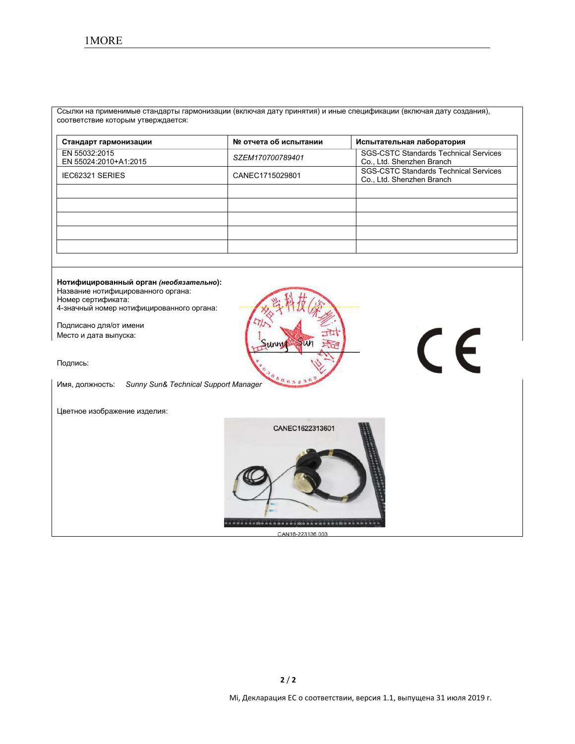Ссылки на применимые стандарты гармонизации (включая дату принятия) и иные спецификации (включая дату создания), соответствие которым утверждается:

| Стандарт гармонизации | № отчета об испытании | Испытательная лаборатория |
|---|---|---|
| EN 55032:2015<br>EN 55024:2010+A1:2015 | *SZEM170700789401* | SGS-CSTC Standards Technical Services Co., Ltd. Shenzhen Branch |
| IEC62321 SERIES | CANEC1715029801 | SGS-CSTC Standards Technical Services Co., Ltd. Shenzhen Branch |
| | | |
| | | |
| | | |
| | | |
| | | |

**Нотифицированный орган *(необязательно)*:**
Название нотифицированного органа:
Номер сертификата:
4-значный номер нотифицированного органа:

Подписано для/от имени
Место и дата выпуска:

Подпись:

Имя, должность: *Sunny Sun& Technical Support Manager*

Цветное изображение изделия:

CANEC1622313601

CAN16-223136.003

Mi, Декларация ЕС о соответствии, версия 1.1, выпущена 31 июля 2019 г.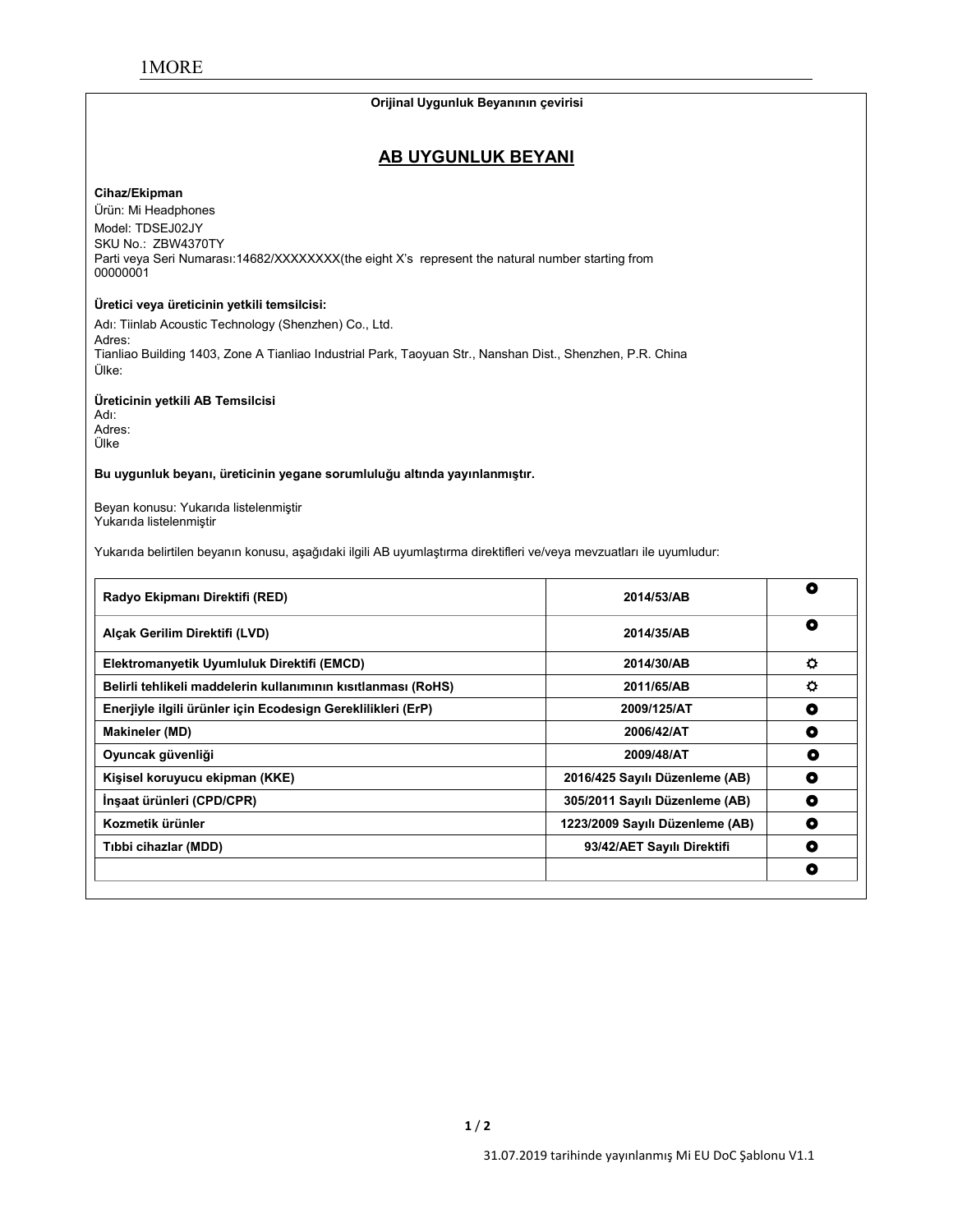Orijinal Uygunluk Beyanının çevirisi

## AB UYGUNLUK BEYANI

**Cihaz/Ekipman**

Ürün: Mi Headphones
Model: TDSEJ02JY
SKU No.: ZBW4370TY
Parti veya Seri Numarası:14682/XXXXXXXX(the eight X's represent the natural number starting from 00000001

**Üretici veya üreticinin yetkili temsilcisi:**

Adı: Tiinlab Acoustic Technology (Shenzhen) Co., Ltd.
Adres:
Tianliao Building 1403, Zone A Tianliao Industrial Park, Taoyuan Str., Nanshan Dist., Shenzhen, P.R. China
Ülke:

**Üreticinin yetkili AB Temsilcisi**

Adı:
Adres:
Ülke

**Bu uygunluk beyanı, üreticinin yegane sorumluluğu altında yayınlanmıştır.**

Beyan konusu: Yukarıda listelenmiştir
Yukarıda listelenmiştir

Yukarıda belirtilen beyanın konusu, aşağıdaki ilgili AB uyumlaştırma direktifleri ve/veya mevzuatları ile uyumludur:

| | | |
|---|---|---|
| **Radyo Ekipmanı Direktifi (RED)** | **2014/53/AB** | ⦿ |
| **Alçak Gerilim Direktifi (LVD)** | **2014/35/AB** | ⦿ |
| **Elektromanyetik Uyumluluk Direktifi (EMCD)** | **2014/30/AB** | ☼ |
| **Belirli tehlikeli maddelerin kullanımının kısıtlanması (RoHS)** | **2011/65/AB** | ☼ |
| **Enerjiyle ilgili ürünler için Ecodesign Gereklilikleri (ErP)** | **2009/125/AT** | ⦿ |
| **Makineler (MD)** | **2006/42/AT** | ⦿ |
| **Oyuncak güvenliği** | **2009/48/AT** | ⦿ |
| **Kişisel koruyucu ekipman (KKE)** | **2016/425 Sayılı Düzenleme (AB)** | ⦿ |
| **İnşaat ürünleri (CPD/CPR)** | **305/2011 Sayılı Düzenleme (AB)** | ⦿ |
| **Kozmetik ürünler** | **1223/2009 Sayılı Düzenleme (AB)** | ⦿ |
| **Tıbbi cihazlar (MDD)** | **93/42/AET Sayılı Direktifi** | ⦿ |
| | | ⦿ |

31.07.2019 tarihinde yayınlanmış Mi EU DoC Şablonu V1.1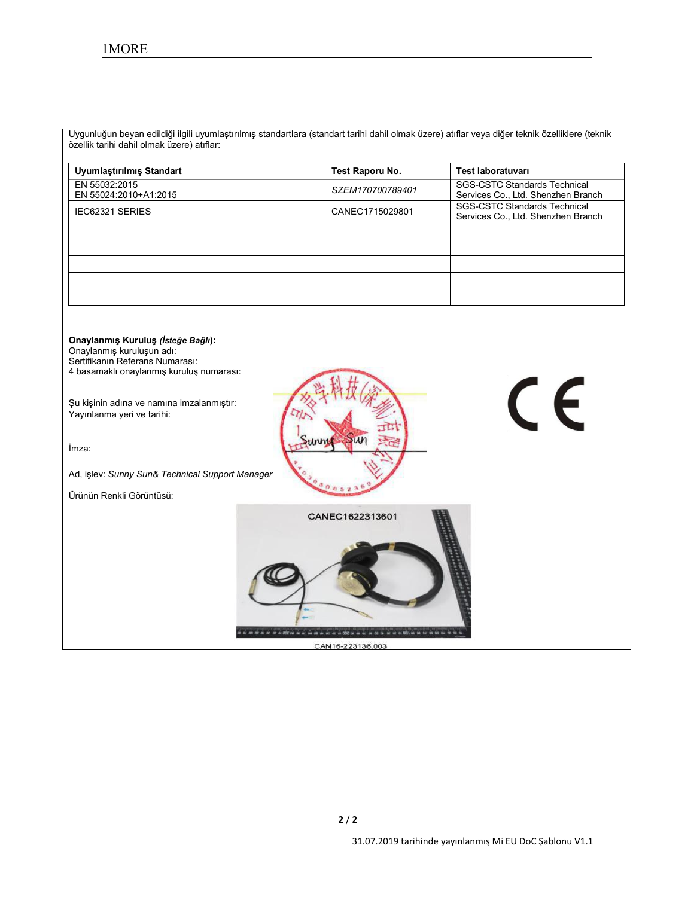Uygunluğun beyan edildiği ilgili uyumlaştırılmış standartlara (standart tarihi dahil olmak üzere) atıflar veya diğer teknik özelliklere (teknik özellik tarihi dahil olmak üzere) atıflar:

| Uyumlaştırılmış Standart | Test Raporu No. | Test laboratuvarı |
|---|---|---|
| EN 55032:2015<br>EN 55024:2010+A1:2015 | *SZEM170700789401* | SGS-CSTC Standards Technical Services Co., Ltd. Shenzhen Branch |
| IEC62321 SERIES | CANEC1715029801 | SGS-CSTC Standards Technical Services Co., Ltd. Shenzhen Branch |
| | | |
| | | |
| | | |
| | | |
| | | |

**Onaylanmış Kuruluş *(İsteğe Bağlı)*:**
Onaylanmış kuruluşun adı:
Sertifikanın Referans Numarası:
4 basamaklı onaylanmış kuruluş numarası:

Şu kişinin adına ve namına imzalanmıştır:
Yayınlanma yeri ve tarihi:

İmza:

Ad, işlev: *Sunny Sun& Technical Support Manager*

Ürünün Renkli Görüntüsü:

CANEC1622313601

CAN16-223136.003

31.07.2019 tarihinde yayınlanmış Mi EU DoC Şablonu V1.1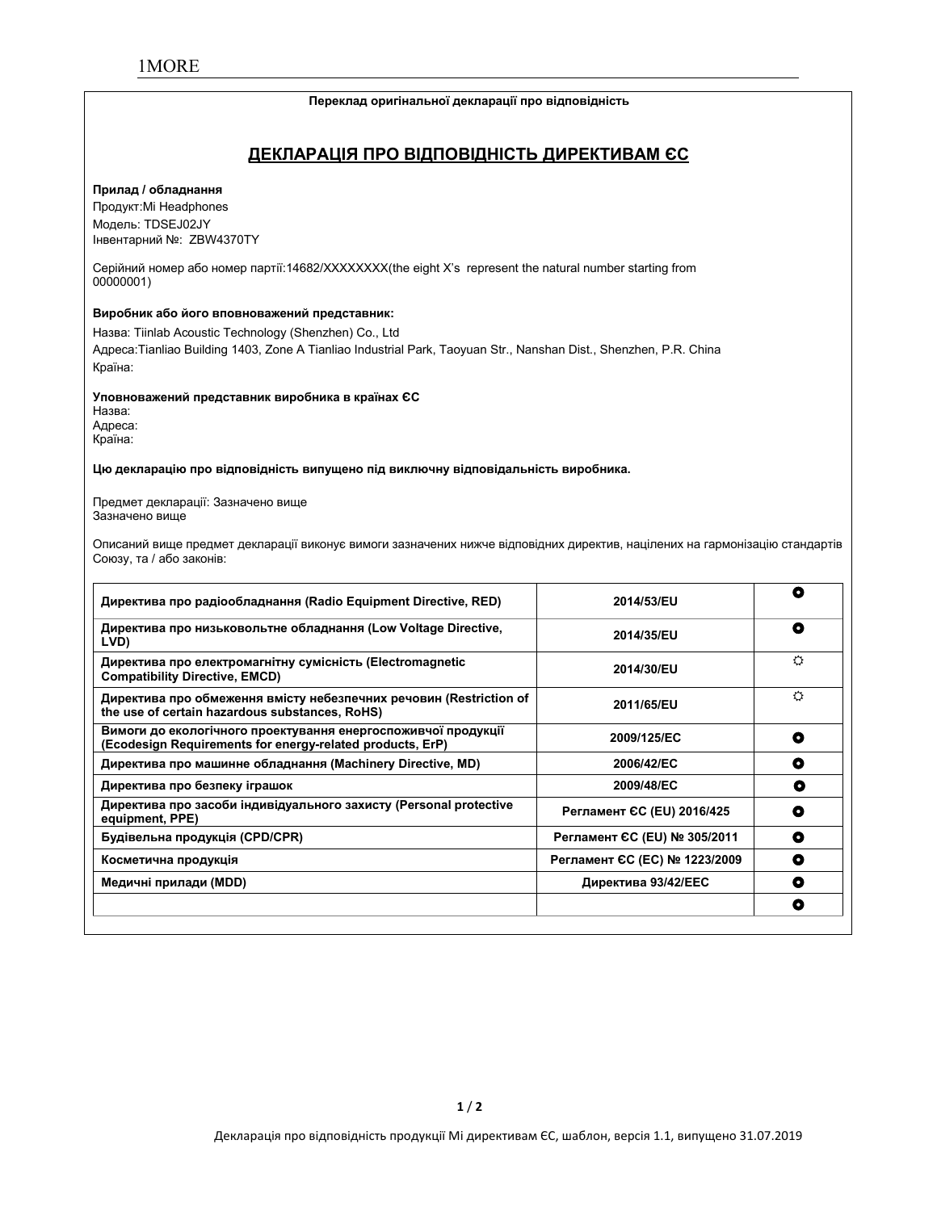**Переклад оригінальної декларації про відповідність**

## ДЕКЛАРАЦІЯ ПРО ВІДПОВІДНІСТЬ ДИРЕКТИВАМ ЄС

**Прилад / обладнання**

Продукт:Mi Headphones
Модель: TDSEJ02JY
Інвентарний №: ZBW4370TY

Серійний номер або номер партії:14682/XXXXXXXX(the eight X's represent the natural number starting from 00000001)

**Виробник або його вповноважений представник:**

Назва: Tiinlab Acoustic Technology (Shenzhen) Co., Ltd
Адреса:Tianliao Building 1403, Zone A Tianliao Industrial Park, Taoyuan Str., Nanshan Dist., Shenzhen, P.R. China
Країна:

**Уповноважений представник виробника в країнах ЄС**
Назва:
Адреса:
Країна:

**Цю декларацію про відповідність випущено під виключну відповідальність виробника.**

Предмет декларації: Зазначено вище
Зазначено вище

Описаний вище предмет декларації виконує вимоги зазначених нижче відповідних директив, націлених на гармонізацію стандартів Союзу, та / або законів:

| | | |
|---|---|---|
| **Директива про радіообладнання (Radio Equipment Directive, RED)** | **2014/53/EU** | ● |
| **Директива про низьковольтне обладнання (Low Voltage Directive, LVD)** | **2014/35/EU** | ● |
| **Директива про електромагнітну сумісність (Electromagnetic Compatibility Directive, EMCD)** | **2014/30/EU** | ☼ |
| **Директива про обмеження вмісту небезпечних речовин (Restriction of the use of certain hazardous substances, RoHS)** | **2011/65/EU** | ☼ |
| **Вимоги до екологічного проектування енергоспоживчої продукції (Ecodesign Requirements for energy-related products, ErP)** | **2009/125/EC** | ● |
| **Директива про машинне обладнання (Machinery Directive, MD)** | **2006/42/EC** | ● |
| **Директива про безпеку іграшок** | **2009/48/EC** | ● |
| **Директива про засоби індивідуального захисту (Personal protective equipment, PPE)** | **Регламент ЄС (EU) 2016/425** | ● |
| **Будівельна продукція (CPD/CPR)** | **Регламент ЄС (EU) № 305/2011** | ● |
| **Косметична продукція** | **Регламент ЄС (EC) № 1223/2009** | ● |
| **Медичні прилади (MDD)** | **Директива 93/42/EEC** | ● |
| | | ● |

Декларація про відповідність продукції Mi директивам ЄС, шаблон, версія 1.1, випущено 31.07.2019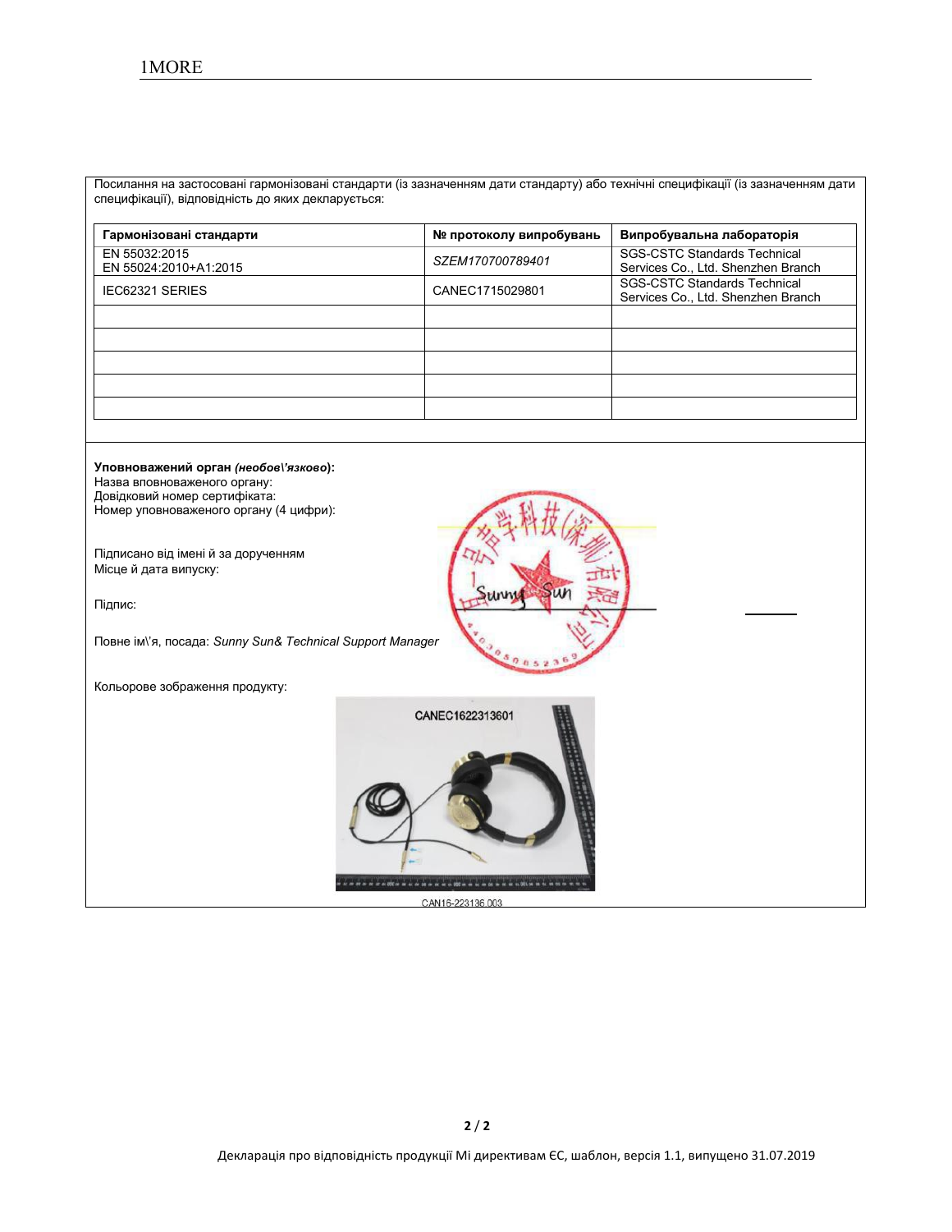Посилання на застосовані гармонізовані стандарти (із зазначенням дати стандарту) або технічні специфікації (із зазначенням дати специфікації), відповідність до яких декларується:

| Гармонізовані стандарти | № протоколу випробувань | Випробувальна лабораторія |
|---|---|---|
| EN 55032:2015<br>EN 55024:2010+A1:2015 | *SZEM170700789401* | SGS-CSTC Standards Technical Services Co., Ltd. Shenzhen Branch |
| IEC62321 SERIES | CANEC1715029801 | SGS-CSTC Standards Technical Services Co., Ltd. Shenzhen Branch |
| | | |
| | | |
| | | |
| | | |
| | | |

**Уповноважений орган** ***(необов\'язково)*****:**
Назва вповноваженого органу:
Довідковий номер сертифіката:
Номер уповноваженого органу (4 цифри):

Підписано від імені й за дорученням
Місце й дата випуску:

Підпис:

Повне ім\'я, посада: *Sunny Sun& Technical Support Manager*

Кольорове зображення продукту:

CANEC1622313601

CAN16-223136.003

Декларація про відповідність продукції Mi директивам ЄС, шаблон, версія 1.1, випущено 31.07.2019